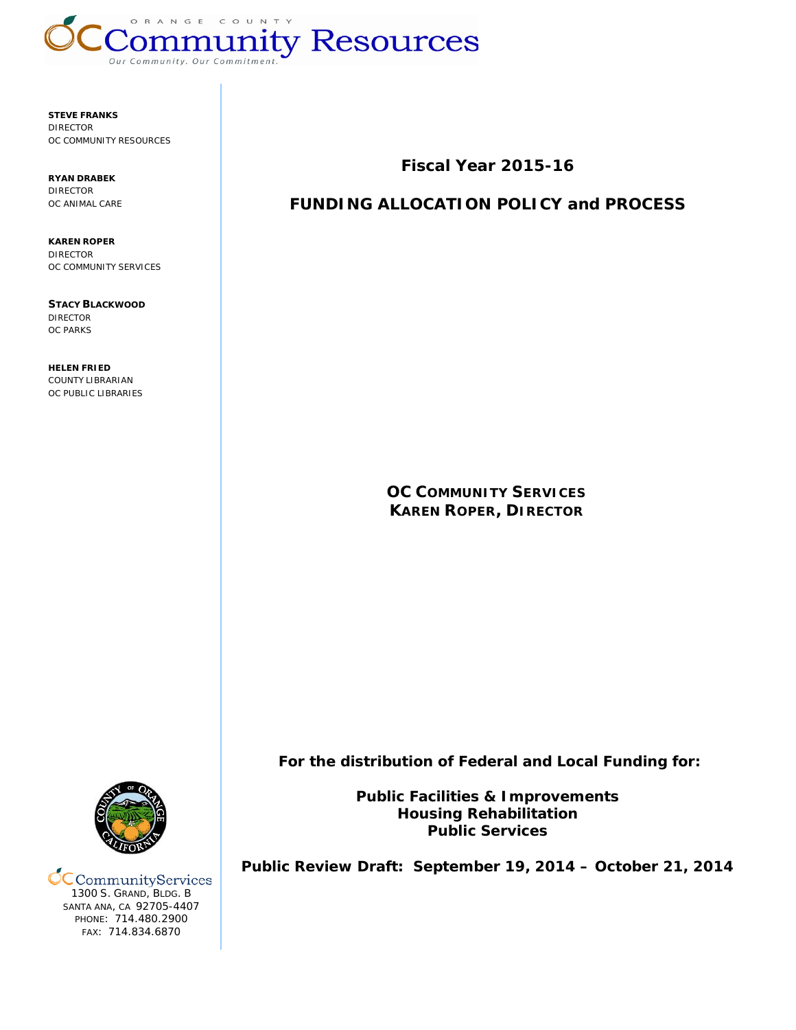ORANGE COUNTY
# Community Resources
*Our Community. Our Commitment.*

**STEVE FRANKS**
DIRECTOR
OC COMMUNITY RESOURCES

**RYAN DRABEK**
DIRECTOR
OC ANIMAL CARE

**KAREN ROPER**
DIRECTOR
OC COMMUNITY SERVICES

**STACY BLACKWOOD**
DIRECTOR
OC PARKS

**HELEN FRIED**
COUNTY LIBRARIAN
OC PUBLIC LIBRARIES

## Fiscal Year 2015-16

## FUNDING ALLOCATION POLICY and PROCESS

**OC COMMUNITY SERVICES**
**KAREN ROPER, DIRECTOR**

**For the distribution of Federal and Local Funding for:**

**Public Facilities & Improvements**
**Housing Rehabilitation**
**Public Services**

**Public Review Draft: September 19, 2014 – October 21, 2014**

OC CommunityServices
1300 S. GRAND, BLDG. B
SANTA ANA, CA 92705-4407
PHONE: 714.480.2900
FAX: 714.834.6870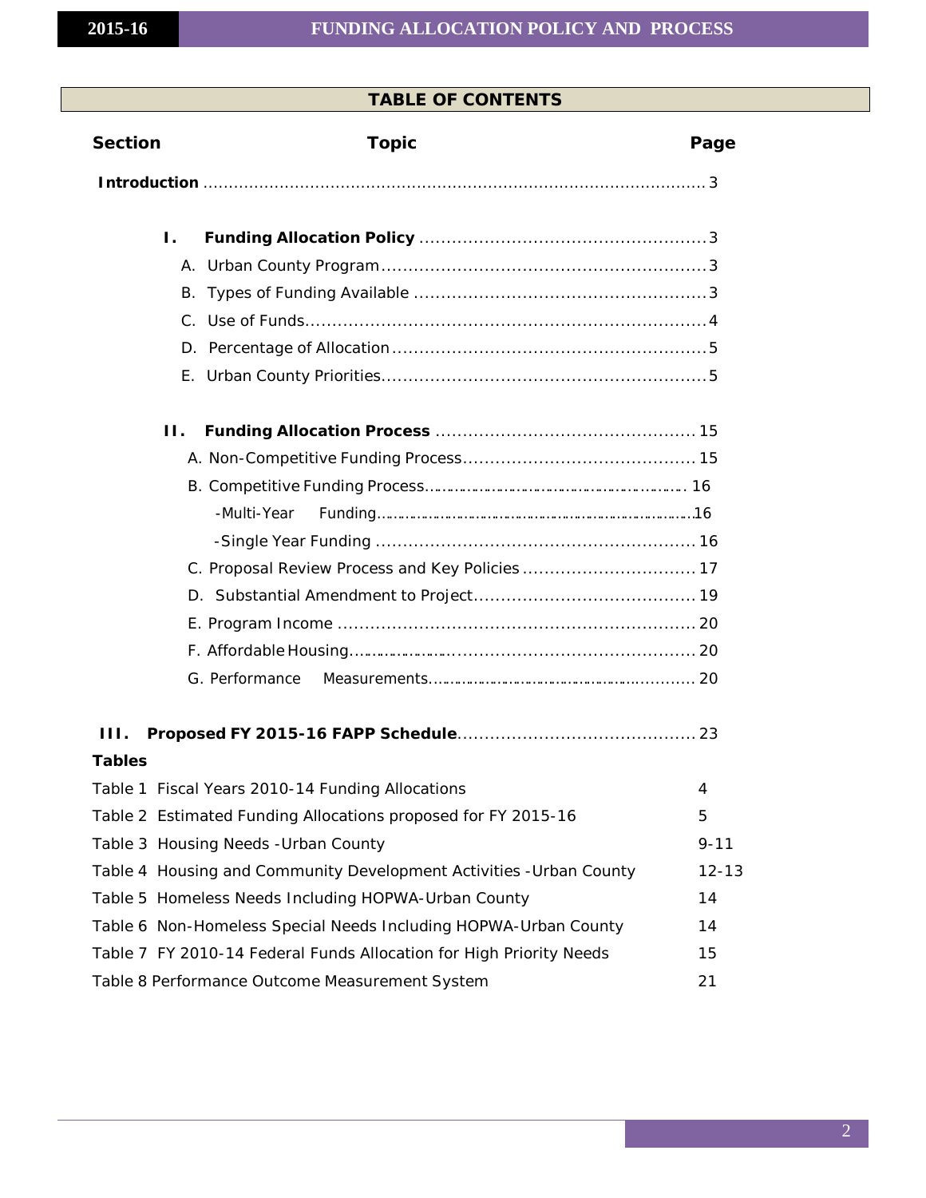## TABLE OF CONTENTS

| Section | Topic | Page |
|---|---|---|
| **Introduction** | | 3 |
| **I.** | **Funding Allocation Policy** | 3 |
| | A. Urban County Program | 3 |
| | B. Types of Funding Available | 3 |
| | C. Use of Funds | 4 |
| | D. Percentage of Allocation | 5 |
| | E. Urban County Priorities | 5 |
| **II.** | **Funding Allocation Process** | 15 |
| | A. Non-Competitive Funding Process | 15 |
| | B. Competitive Funding Process | 16 |
| | -Multi-Year Funding | 16 |
| | -Single Year Funding | 16 |
| | C. Proposal Review Process and Key Policies | 17 |
| | D. Substantial Amendment to Project | 19 |
| | E. Program Income | 20 |
| | F. Affordable Housing | 20 |
| | G. Performance Measurements | 20 |
| **III.** | **Proposed FY 2015-16 FAPP Schedule** | 23 |

**Tables**

| Table | Title | Page |
|---|---|---|
| Table 1 | Fiscal Years 2010-14 Funding Allocations | 4 |
| Table 2 | Estimated Funding Allocations proposed for FY 2015-16 | 5 |
| Table 3 | Housing Needs -Urban County | 9-11 |
| Table 4 | Housing and Community Development Activities -Urban County | 12-13 |
| Table 5 | Homeless Needs Including HOPWA-Urban County | 14 |
| Table 6 | Non-Homeless Special Needs Including HOPWA-Urban County | 14 |
| Table 7 | FY 2010-14 Federal Funds Allocation for High Priority Needs | 15 |
| Table 8 | Performance Outcome Measurement System | 21 |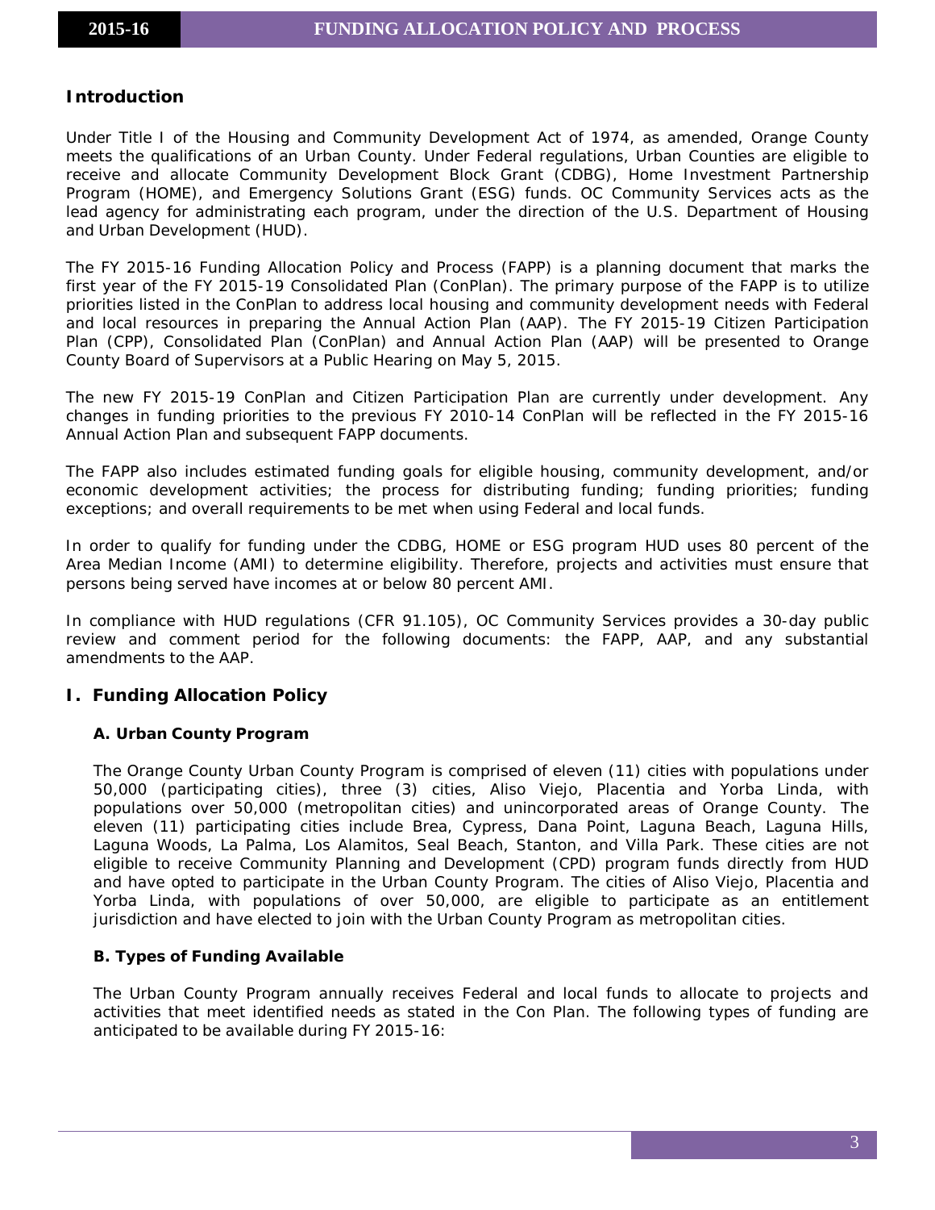## Introduction

Under Title I of the Housing and Community Development Act of 1974, as amended, Orange County meets the qualifications of an Urban County. Under Federal regulations, Urban Counties are eligible to receive and allocate Community Development Block Grant (CDBG), Home Investment Partnership Program (HOME), and Emergency Solutions Grant (ESG) funds. OC Community Services acts as the lead agency for administrating each program, under the direction of the U.S. Department of Housing and Urban Development (HUD).

The FY 2015-16 Funding Allocation Policy and Process (FAPP) is a planning document that marks the first year of the FY 2015-19 Consolidated Plan (ConPlan). The primary purpose of the FAPP is to utilize priorities listed in the ConPlan to address local housing and community development needs with Federal and local resources in preparing the Annual Action Plan (AAP). The FY 2015-19 Citizen Participation Plan (CPP), Consolidated Plan (ConPlan) and Annual Action Plan (AAP) will be presented to Orange County Board of Supervisors at a Public Hearing on May 5, 2015.

The new FY 2015-19 ConPlan and Citizen Participation Plan are currently under development. Any changes in funding priorities to the previous FY 2010-14 ConPlan will be reflected in the FY 2015-16 Annual Action Plan and subsequent FAPP documents.

The FAPP also includes estimated funding goals for eligible housing, community development, and/or economic development activities; the process for distributing funding; funding priorities; funding exceptions; and overall requirements to be met when using Federal and local funds.

In order to qualify for funding under the CDBG, HOME or ESG program HUD uses 80 percent of the Area Median Income (AMI) to determine eligibility. Therefore, projects and activities must ensure that persons being served have incomes at or below 80 percent AMI.

In compliance with HUD regulations (CFR 91.105), OC Community Services provides a 30-day public review and comment period for the following documents: the FAPP, AAP, and any substantial amendments to the AAP.

## I. Funding Allocation Policy

### A. Urban County Program

The Orange County Urban County Program is comprised of eleven (11) cities with populations under 50,000 (participating cities), three (3) cities, Aliso Viejo, Placentia and Yorba Linda, with populations over 50,000 (metropolitan cities) and unincorporated areas of Orange County. The eleven (11) participating cities include Brea, Cypress, Dana Point, Laguna Beach, Laguna Hills, Laguna Woods, La Palma, Los Alamitos, Seal Beach, Stanton, and Villa Park. These cities are not eligible to receive Community Planning and Development (CPD) program funds directly from HUD and have opted to participate in the Urban County Program. The cities of Aliso Viejo, Placentia and Yorba Linda, with populations of over 50,000, are eligible to participate as an entitlement jurisdiction and have elected to join with the Urban County Program as metropolitan cities.

### B. Types of Funding Available

The Urban County Program annually receives Federal and local funds to allocate to projects and activities that meet identified needs as stated in the Con Plan. The following types of funding are anticipated to be available during FY 2015-16: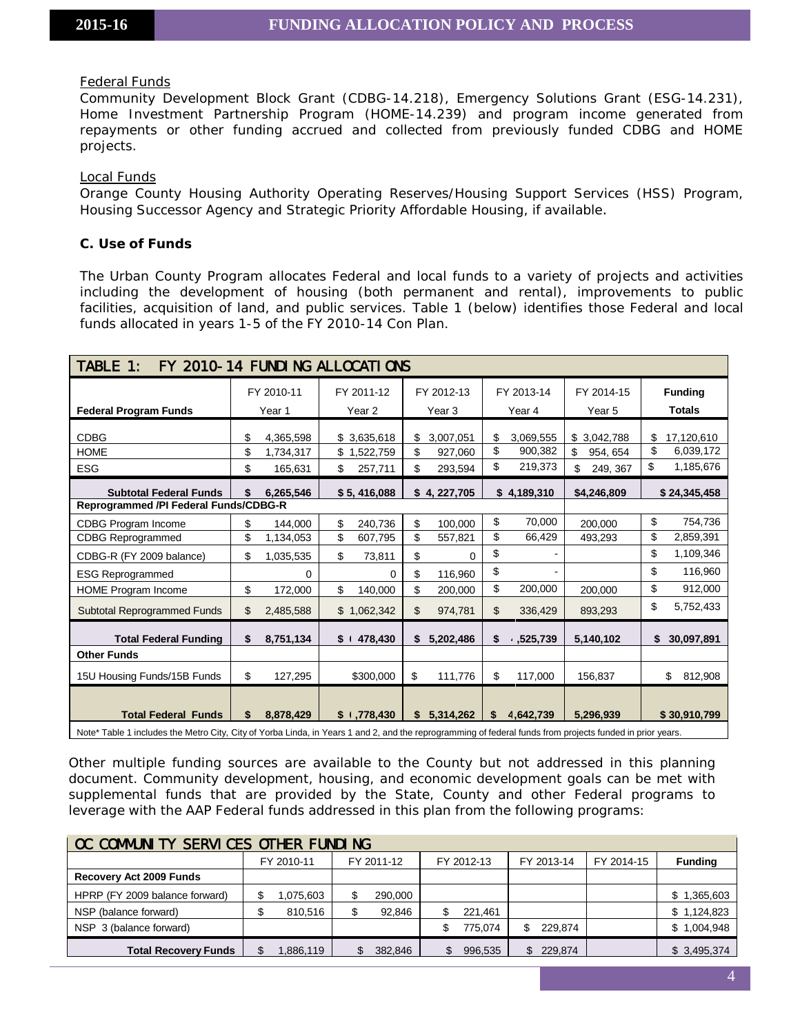### Federal Funds

Community Development Block Grant (CDBG-14.218), Emergency Solutions Grant (ESG-14.231), Home Investment Partnership Program (HOME-14.239) and program income generated from repayments or other funding accrued and collected from previously funded CDBG and HOME projects.

### Local Funds

Orange County Housing Authority Operating Reserves/Housing Support Services (HSS) Program, Housing Successor Agency and Strategic Priority Affordable Housing, if available.

### C. Use of Funds

The Urban County Program allocates Federal and local funds to a variety of projects and activities including the development of housing (both permanent and rental), improvements to public facilities, acquisition of land, and public services. Table 1 (below) identifies those Federal and local funds allocated in years 1-5 of the FY 2010-14 Con Plan.

**TABLE 1: FY 2010-14 FUNDING ALLOCATIONS**

| Federal Program Funds | FY 2010-11 Year 1 | FY 2011-12 Year 2 | FY 2012-13 Year 3 | FY 2013-14 Year 4 | FY 2014-15 Year 5 | Funding Totals |
|---|---|---|---|---|---|---|
| CDBG | $ 4,365,598 | $ 3,635,618 | $ 3,007,051 | $ 3,069,555 | $ 3,042,788 | $ 17,120,610 |
| HOME | $ 1,734,317 | $ 1,522,759 | $ 927,060 | $ 900,382 | $ 954, 654 | $ 6,039,172 |
| ESG | $ 165,631 | $ 257,711 | $ 293,594 | $ 219,373 | $ 249, 367 | $ 1,185,676 |
| **Subtotal Federal Funds** | **$ 6,265,546** | **$ 5, 416,088** | **$ 4, 227,705** | **$ 4,189,310** | **$4,246,809** | **$ 24,345,458** |
| **Reprogrammed /PI Federal Funds/CDBG-R** | | | | | | |
| CDBG Program Income | $ 144,000 | $ 240,736 | $ 100,000 | $ 70,000 | 200,000 | $ 754,736 |
| CDBG Reprogrammed | $ 1,134,053 | $ 607,795 | $ 557,821 | $ 66,429 | 493,293 | $ 2,859,391 |
| CDBG-R (FY 2009 balance) | $ 1,035,535 | $ 73,811 | $ 0 | $ - | | $ 1,109,346 |
| ESG Reprogrammed | 0 | 0 | $ 116,960 | $ - | | $ 116,960 |
| HOME Program Income | $ 172,000 | $ 140,000 | $ 200,000 | $ 200,000 | 200,000 | $ 912,000 |
| Subtotal Reprogrammed Funds | $ 2,485,588 | $ 1,062,342 | $ 974,781 | $ 336,429 | 893,293 | $ 5,752,433 |
| **Total Federal Funding** | **$ 8,751,134** | **$ ( 478,430** | **$ 5,202,486** | **$ ,525,739** | **5,140,102** | **$ 30,097,891** |
| **Other Funds** | | | | | | |
| 15U Housing Funds/15B Funds | $ 127,295 | $300,000 | $ 111,776 | $ 117,000 | 156,837 | $ 812,908 |
| **Total Federal Funds** | **$ 8,878,429** | **$ (,778,430** | **$ 5,314,262** | **$ 4,642,739** | **5,296,939** | **$ 30,910,799** |

Note* Table 1 includes the Metro City, City of Yorba Linda, in Years 1 and 2, and the reprogramming of federal funds from projects funded in prior years.

Other multiple funding sources are available to the County but not addressed in this planning document. Community development, housing, and economic development goals can be met with supplemental funds that are provided by the State, County and other Federal programs to leverage with the AAP Federal funds addressed in this plan from the following programs:

**OC COMMUNITY SERVICES OTHER FUNDING**

| | FY 2010-11 | FY 2011-12 | FY 2012-13 | FY 2013-14 | FY 2014-15 | Funding |
|---|---|---|---|---|---|---|
| **Recovery Act 2009 Funds** | | | | | | |
| HPRP (FY 2009 balance forward) | $ 1,075,603 | $ 290,000 | | | | $ 1,365,603 |
| NSP (balance forward) | $ 810,516 | $ 92,846 | $ 221,461 | | | $ 1,124,823 |
| NSP 3 (balance forward) | | | $ 775,074 | $ 229,874 | | $ 1,004,948 |
| **Total Recovery Funds** | $ 1,886,119 | $ 382,846 | $ 996,535 | $ 229,874 | | $ 3,495,374 |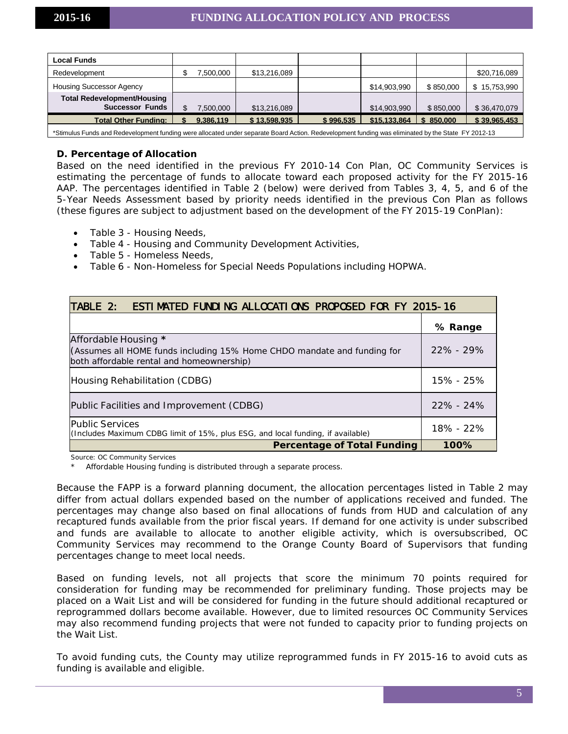| Local Funds | | | | | | |
|---|---|---|---|---|---|---|
| Redevelopment | $ 7,500,000 | $13,216,089 | | | | $20,716,089 |
| Housing Successor Agency | | | | $14,903,990 | $ 850,000 | $ 15,753,990 |
| **Total Redevelopment/Housing Successor Funds** | $ 7,500,000 | $13,216,089 | | $14,903,990 | $ 850,000 | $ 36,470,079 |
| **Total Other Funding:** | **$ 9,386,119** | **$ 13,598,935** | **$ 996,535** | **$15,133,864** | **$ 850,000** | **$ 39,965,453** |

*Stimulus Funds and Redevelopment funding were allocated under separate Board Action. Redevelopment funding was eliminated by the State FY 2012-13

**D. Percentage of Allocation**

Based on the need identified in the previous FY 2010-14 Con Plan, OC Community Services is estimating the percentage of funds to allocate toward each proposed activity for the FY 2015-16 AAP. The percentages identified in Table 2 (below) were derived from Tables 3, 4, 5, and 6 of the 5-Year Needs Assessment based by priority needs identified in the previous Con Plan as follows (these figures are subject to adjustment based on the development of the FY 2015-19 ConPlan):

- Table 3 - Housing Needs,
- Table 4 - Housing and Community Development Activities,
- Table 5 - Homeless Needs,
- Table 6 - Non-Homeless for Special Needs Populations including HOPWA.

| TABLE 2: ESTIMATED FUNDING ALLOCATIONS PROPOSED FOR FY 2015-16 | |
|---|---|
| | **% Range** |
| Affordable Housing * (Assumes all HOME funds including 15% Home CHDO mandate and funding for both affordable rental and homeownership) | 22% - 29% |
| Housing Rehabilitation (CDBG) | 15% - 25% |
| Public Facilities and Improvement (CDBG) | 22% - 24% |
| Public Services (Includes Maximum CDBG limit of 15%, plus ESG, and local funding, if available) | 18% - 22% |
| **Percentage of Total Funding** | **100%** |

Source: OC Community Services

* Affordable Housing funding is distributed through a separate process.

Because the FAPP is a forward planning document, the allocation percentages listed in Table 2 may differ from actual dollars expended based on the number of applications received and funded. The percentages may change also based on final allocations of funds from HUD and calculation of any recaptured funds available from the prior fiscal years. If demand for one activity is under subscribed and funds are available to allocate to another eligible activity, which is oversubscribed, OC Community Services may recommend to the Orange County Board of Supervisors that funding percentages change to meet local needs.

Based on funding levels, not all projects that score the minimum 70 points required for consideration for funding may be recommended for preliminary funding. Those projects may be placed on a Wait List and will be considered for funding in the future should additional recaptured or reprogrammed dollars become available. However, due to limited resources OC Community Services may also recommend funding projects that were not funded to capacity prior to funding projects on the Wait List.

To avoid funding cuts, the County may utilize reprogrammed funds in FY 2015-16 to avoid cuts as funding is available and eligible.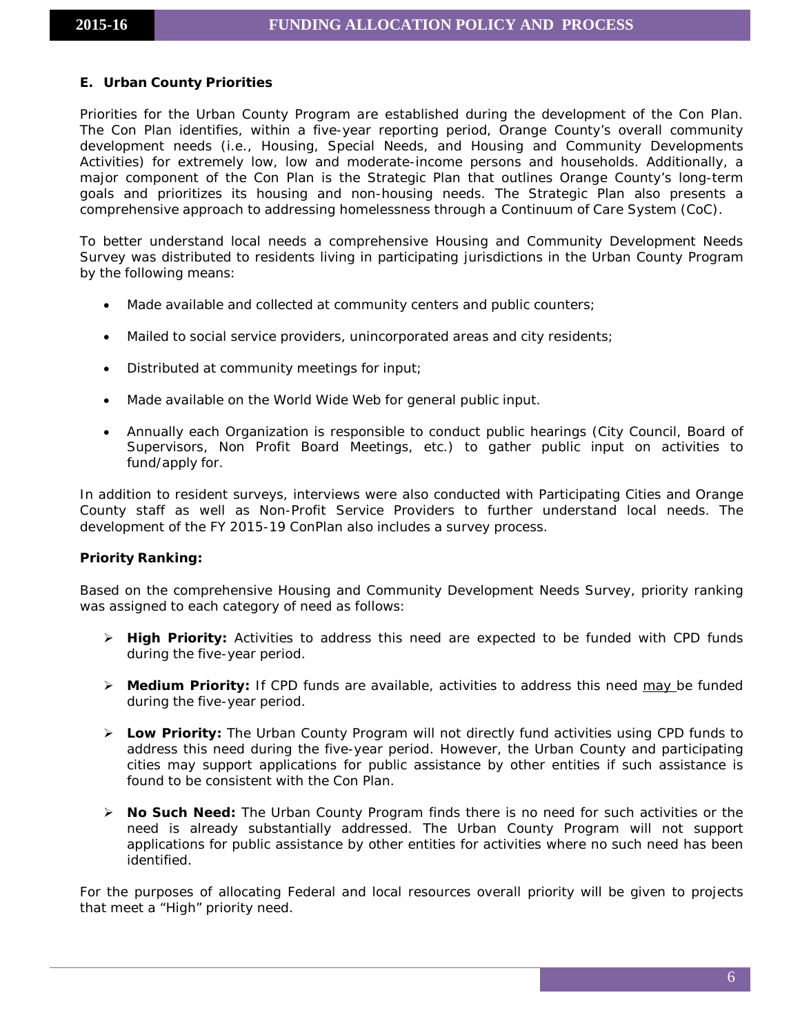### E. Urban County Priorities

Priorities for the Urban County Program are established during the development of the Con Plan. The Con Plan identifies, within a five-year reporting period, Orange County's overall community development needs (i.e., Housing, Special Needs, and Housing and Community Developments Activities) for extremely low, low and moderate-income persons and households. Additionally, a major component of the Con Plan is the Strategic Plan that outlines Orange County's long-term goals and prioritizes its housing and non-housing needs. The Strategic Plan also presents a comprehensive approach to addressing homelessness through a Continuum of Care System (CoC).

To better understand local needs a comprehensive Housing and Community Development Needs Survey was distributed to residents living in participating jurisdictions in the Urban County Program by the following means:

- Made available and collected at community centers and public counters;
- Mailed to social service providers, unincorporated areas and city residents;
- Distributed at community meetings for input;
- Made available on the World Wide Web for general public input.
- Annually each Organization is responsible to conduct public hearings (City Council, Board of Supervisors, Non Profit Board Meetings, etc.) to gather public input on activities to fund/apply for.

In addition to resident surveys, interviews were also conducted with Participating Cities and Orange County staff as well as Non-Profit Service Providers to further understand local needs. The development of the FY 2015-19 ConPlan also includes a survey process.

**Priority Ranking:**

Based on the comprehensive Housing and Community Development Needs Survey, priority ranking was assigned to each category of need as follows:

- **High Priority:** Activities to address this need are expected to be funded with CPD funds during the five-year period.
- **Medium Priority:** If CPD funds are available, activities to address this need may be funded during the five-year period.
- **Low Priority:** The Urban County Program will not directly fund activities using CPD funds to address this need during the five-year period. However, the Urban County and participating cities may support applications for public assistance by other entities if such assistance is found to be consistent with the Con Plan.
- **No Such Need:** The Urban County Program finds there is no need for such activities or the need is already substantially addressed. The Urban County Program will not support applications for public assistance by other entities for activities where no such need has been identified.

For the purposes of allocating Federal and local resources overall priority will be given to projects that meet a "High" priority need.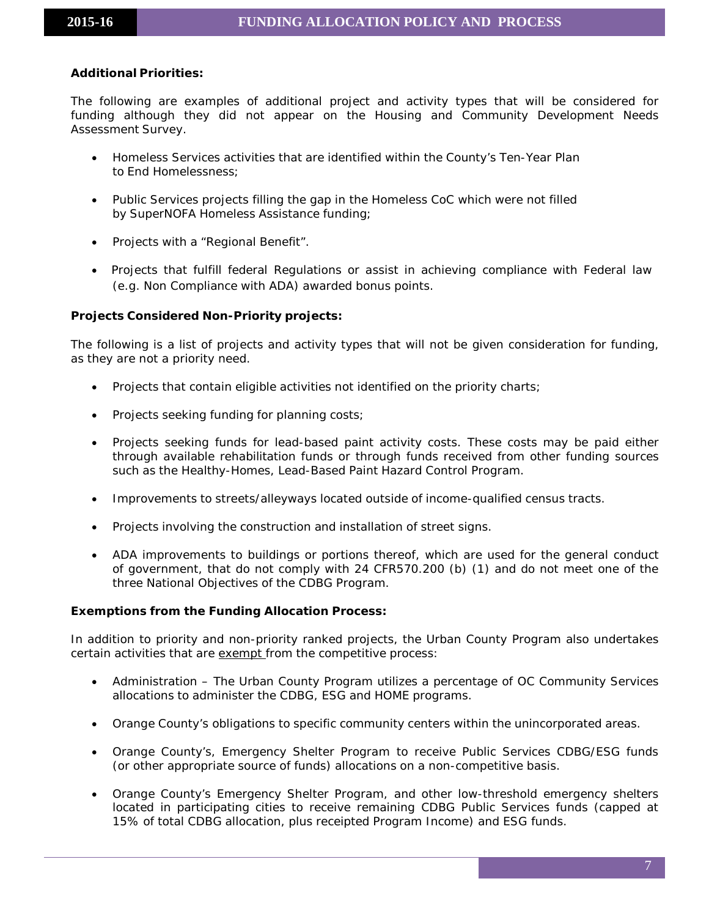**Additional Priorities:**

The following are examples of additional project and activity types that will be considered for funding although they did not appear on the Housing and Community Development Needs Assessment Survey.

- Homeless Services activities that are identified within the County's Ten-Year Plan to End Homelessness;
- Public Services projects filling the gap in the Homeless CoC which were not filled by SuperNOFA Homeless Assistance funding;
- Projects with a "Regional Benefit".
- Projects that fulfill federal Regulations or assist in achieving compliance with Federal law (e.g. Non Compliance with ADA) awarded bonus points.

**Projects Considered Non-Priority projects:**

The following is a list of projects and activity types that will not be given consideration for funding, as they are not a priority need.

- Projects that contain eligible activities not identified on the priority charts;
- Projects seeking funding for planning costs;
- Projects seeking funds for lead-based paint activity costs. These costs may be paid either through available rehabilitation funds or through funds received from other funding sources such as the Healthy-Homes, Lead-Based Paint Hazard Control Program.
- Improvements to streets/alleyways located outside of income-qualified census tracts.
- Projects involving the construction and installation of street signs.
- ADA improvements to buildings or portions thereof, which are used for the general conduct of government, that do not comply with 24 CFR570.200 (b) (1) and do not meet one of the three National Objectives of the CDBG Program.

**Exemptions from the Funding Allocation Process:**

In addition to priority and non-priority ranked projects, the Urban County Program also undertakes certain activities that are <u>exempt</u> from the competitive process:

- Administration – The Urban County Program utilizes a percentage of OC Community Services allocations to administer the CDBG, ESG and HOME programs.
- Orange County's obligations to specific community centers within the unincorporated areas.
- Orange County's, Emergency Shelter Program to receive Public Services CDBG/ESG funds (or other appropriate source of funds) allocations on a non-competitive basis.
- Orange County's Emergency Shelter Program, and other low-threshold emergency shelters located in participating cities to receive remaining CDBG Public Services funds (capped at 15% of total CDBG allocation, plus receipted Program Income) and ESG funds.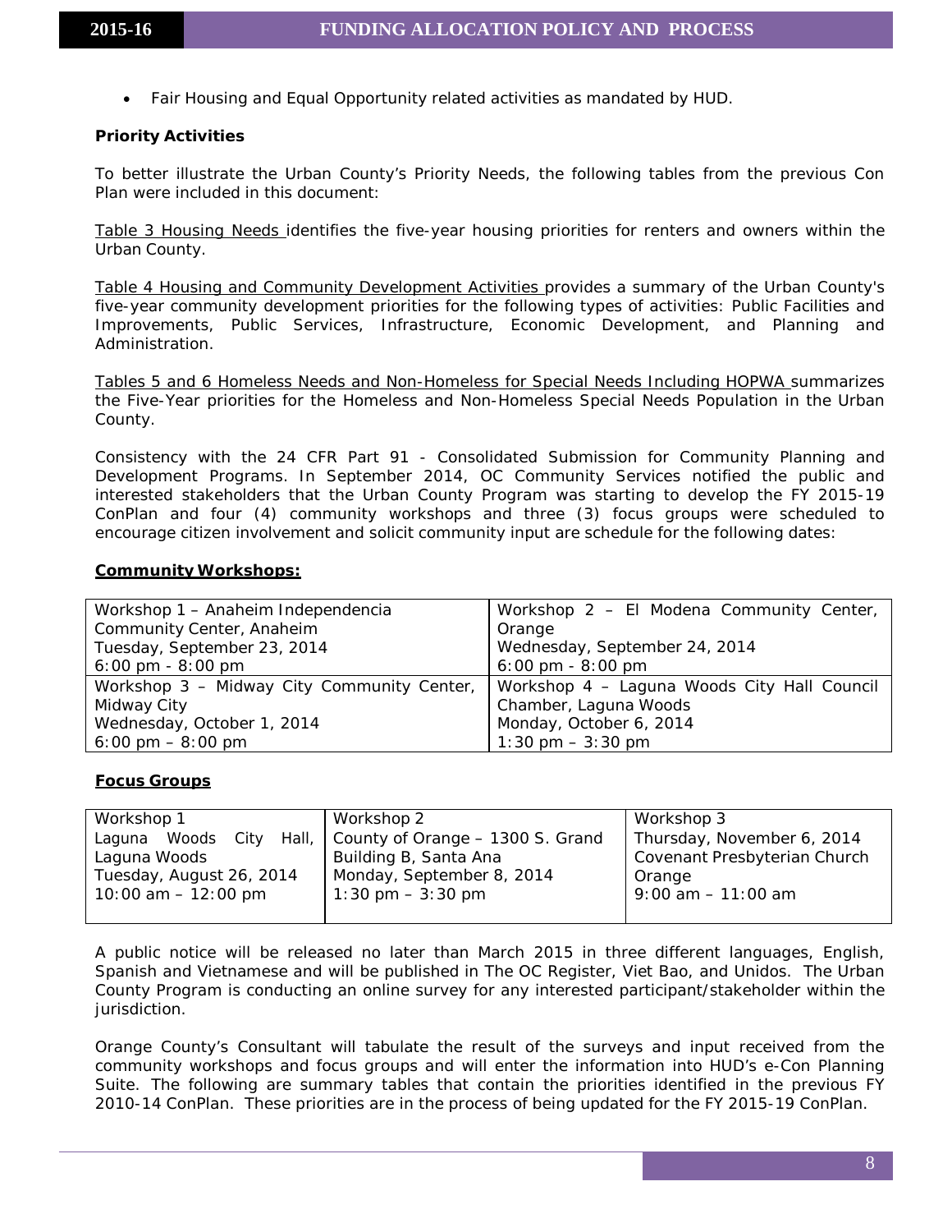- Fair Housing and Equal Opportunity related activities as mandated by HUD.

**Priority Activities**

To better illustrate the Urban County's Priority Needs, the following tables from the previous Con Plan were included in this document:

Table 3 Housing Needs identifies the five-year housing priorities for renters and owners within the Urban County.

Table 4 Housing and Community Development Activities provides a summary of the Urban County's five-year community development priorities for the following types of activities: Public Facilities and Improvements, Public Services, Infrastructure, Economic Development, and Planning and Administration.

Tables 5 and 6 Homeless Needs and Non-Homeless for Special Needs Including HOPWA summarizes the Five-Year priorities for the Homeless and Non-Homeless Special Needs Population in the Urban County.

Consistency with the 24 CFR Part 91 - Consolidated Submission for Community Planning and Development Programs. In September 2014, OC Community Services notified the public and interested stakeholders that the Urban County Program was starting to develop the FY 2015-19 ConPlan and four (4) community workshops and three (3) focus groups were scheduled to encourage citizen involvement and solicit community input are schedule for the following dates:

**Community Workshops:**

| | |
|---|---|
| Workshop 1 – Anaheim Independencia Community Center, Anaheim<br>Tuesday, September 23, 2014<br>6:00 pm - 8:00 pm | Workshop 2 – El Modena Community Center, Orange<br>Wednesday, September 24, 2014<br>6:00 pm - 8:00 pm |
| Workshop 3 – Midway City Community Center, Midway City<br>Wednesday, October 1, 2014<br>6:00 pm – 8:00 pm | Workshop 4 – Laguna Woods City Hall Council Chamber, Laguna Woods<br>Monday, October 6, 2014<br>1:30 pm – 3:30 pm |

**Focus Groups**

| | | |
|---|---|---|
| Workshop 1<br>Laguna Woods City Hall, Laguna Woods<br>Tuesday, August 26, 2014<br>10:00 am – 12:00 pm | Workshop 2<br>County of Orange – 1300 S. Grand Building B, Santa Ana<br>Monday, September 8, 2014<br>1:30 pm – 3:30 pm | Workshop 3<br>Thursday, November 6, 2014<br>Covenant Presbyterian Church Orange<br>9:00 am – 11:00 am |

A public notice will be released no later than March 2015 in three different languages, English, Spanish and Vietnamese and will be published in The OC Register, Viet Bao, and Unidos. The Urban County Program is conducting an online survey for any interested participant/stakeholder within the jurisdiction.

Orange County's Consultant will tabulate the result of the surveys and input received from the community workshops and focus groups and will enter the information into HUD's e-Con Planning Suite. The following are summary tables that contain the priorities identified in the previous FY 2010-14 ConPlan. These priorities are in the process of being updated for the FY 2015-19 ConPlan.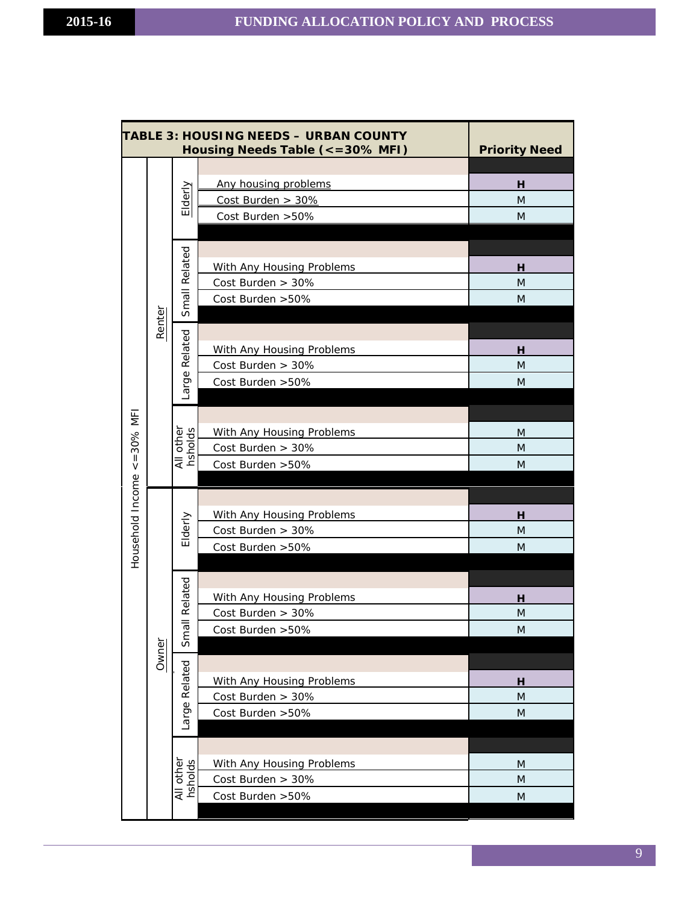| TABLE 3: HOUSING NEEDS – URBAN COUNTY Housing Needs Table (<=30% MFI) | | | | Priority Need |
|---|---|---|---|---|
| Household Income <=30% MFI | Renter | Elderly | Any housing problems | H |
| | | | Cost Burden > 30% | M |
| | | | Cost Burden >50% | M |
| | | Small Related | With Any Housing Problems | H |
| | | | Cost Burden > 30% | M |
| | | | Cost Burden >50% | M |
| | | Large Related | With Any Housing Problems | H |
| | | | Cost Burden > 30% | M |
| | | | Cost Burden >50% | M |
| | | All other hsholds | With Any Housing Problems | M |
| | | | Cost Burden > 30% | M |
| | | | Cost Burden >50% | M |
| | Owner | Elderly | With Any Housing Problems | H |
| | | | Cost Burden > 30% | M |
| | | | Cost Burden >50% | M |
| | | Small Related | With Any Housing Problems | H |
| | | | Cost Burden > 30% | M |
| | | | Cost Burden >50% | M |
| | | Large Related | With Any Housing Problems | H |
| | | | Cost Burden > 30% | M |
| | | | Cost Burden >50% | M |
| | | All other hsholds | With Any Housing Problems | M |
| | | | Cost Burden > 30% | M |
| | | | Cost Burden >50% | M |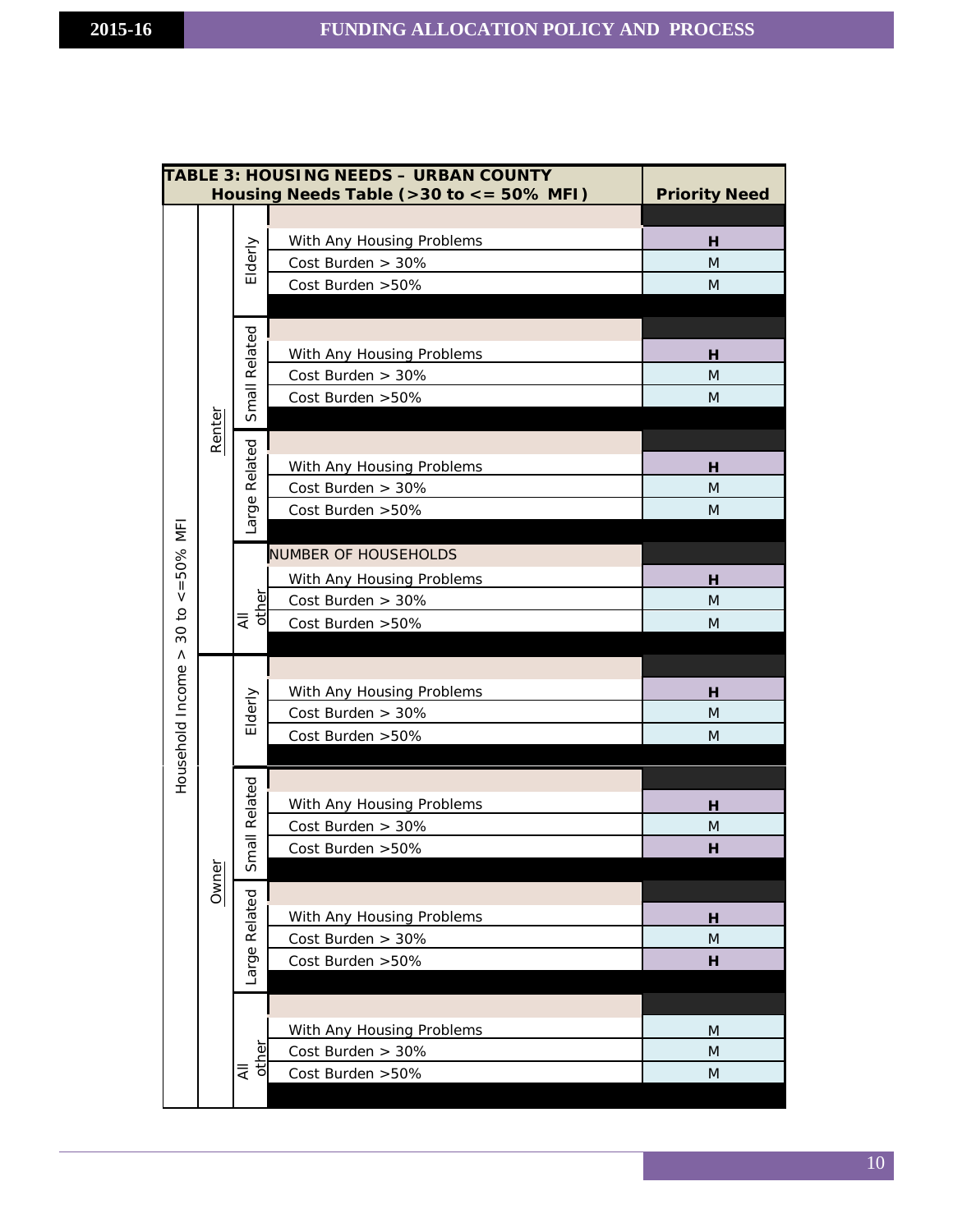| TABLE 3: HOUSING NEEDS – URBAN COUNTY<br>Housing Needs Table (>30 to <= 50% MFI) | | | | Priority Need |
|---|---|---|---|---|
| Household Income > 30 to <=50% MFI | Renter | Elderly | | |
| | | | With Any Housing Problems | **H** |
| | | | Cost Burden > 30% | M |
| | | | Cost Burden >50% | M |
| | | Small Related | | |
| | | | With Any Housing Problems | **H** |
| | | | Cost Burden > 30% | M |
| | | | Cost Burden >50% | M |
| | | Large Related | | |
| | | | With Any Housing Problems | **H** |
| | | | Cost Burden > 30% | M |
| | | | Cost Burden >50% | M |
| | | All other | NUMBER OF HOUSEHOLDS | |
| | | | With Any Housing Problems | **H** |
| | | | Cost Burden > 30% | M |
| | | | Cost Burden >50% | M |
| | Owner | Elderly | | |
| | | | With Any Housing Problems | **H** |
| | | | Cost Burden > 30% | M |
| | | | Cost Burden >50% | M |
| | | Small Related | | |
| | | | With Any Housing Problems | **H** |
| | | | Cost Burden > 30% | M |
| | | | Cost Burden >50% | **H** |
| | | Large Related | | |
| | | | With Any Housing Problems | **H** |
| | | | Cost Burden > 30% | M |
| | | | Cost Burden >50% | **H** |
| | | All other | | |
| | | | With Any Housing Problems | M |
| | | | Cost Burden > 30% | M |
| | | | Cost Burden >50% | M |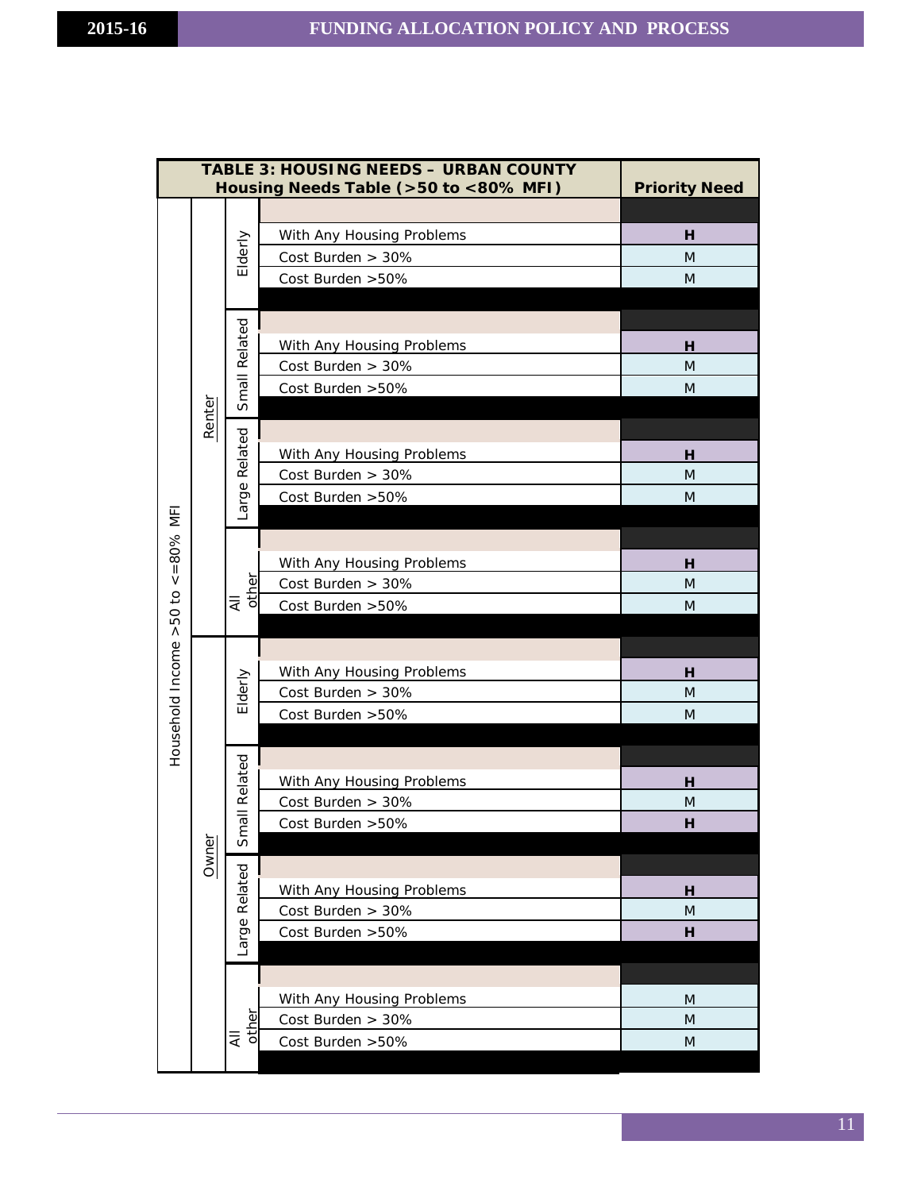| TABLE 3: HOUSING NEEDS – URBAN COUNTY Housing Needs Table (>50 to <80% MFI) | | | | Priority Need |
|---|---|---|---|---|
| Household Income >50 to <=80% MFI | Renter | Elderly | With Any Housing Problems | H |
| | | | Cost Burden > 30% | M |
| | | | Cost Burden >50% | M |
| | | Small Related | With Any Housing Problems | H |
| | | | Cost Burden > 30% | M |
| | | | Cost Burden >50% | M |
| | | Large Related | With Any Housing Problems | H |
| | | | Cost Burden > 30% | M |
| | | | Cost Burden >50% | M |
| | | All other | With Any Housing Problems | H |
| | | | Cost Burden > 30% | M |
| | | | Cost Burden >50% | M |
| | Owner | Elderly | With Any Housing Problems | H |
| | | | Cost Burden > 30% | M |
| | | | Cost Burden >50% | M |
| | | Small Related | With Any Housing Problems | H |
| | | | Cost Burden > 30% | M |
| | | | Cost Burden >50% | H |
| | | Large Related | With Any Housing Problems | H |
| | | | Cost Burden > 30% | M |
| | | | Cost Burden >50% | H |
| | | All other | With Any Housing Problems | M |
| | | | Cost Burden > 30% | M |
| | | | Cost Burden >50% | M |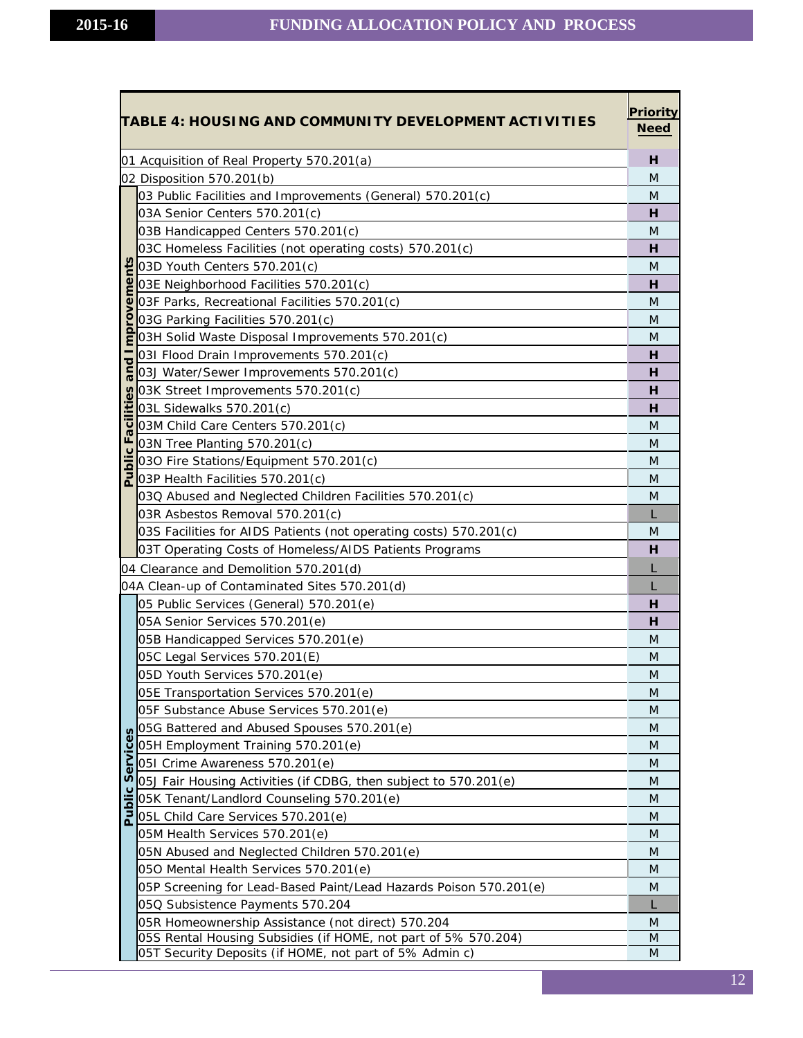| TABLE 4: HOUSING AND COMMUNITY DEVELOPMENT ACTIVITIES | | Priority Need |
|---|---|---|
| | 01 Acquisition of Real Property 570.201(a) | H |
| | 02 Disposition 570.201(b) | M |
| Public Facilities and Improvements | 03 Public Facilities and Improvements (General) 570.201(c) | M |
| | 03A Senior Centers 570.201(c) | H |
| | 03B Handicapped Centers 570.201(c) | M |
| | 03C Homeless Facilities (not operating costs) 570.201(c) | H |
| | 03D Youth Centers 570.201(c) | M |
| | 03E Neighborhood Facilities 570.201(c) | H |
| | 03F Parks, Recreational Facilities 570.201(c) | M |
| | 03G Parking Facilities 570.201(c) | M |
| | 03H Solid Waste Disposal Improvements 570.201(c) | M |
| | 03I Flood Drain Improvements 570.201(c) | H |
| | 03J Water/Sewer Improvements 570.201(c) | H |
| | 03K Street Improvements 570.201(c) | H |
| | 03L Sidewalks 570.201(c) | H |
| | 03M Child Care Centers 570.201(c) | M |
| | 03N Tree Planting 570.201(c) | M |
| | 03O Fire Stations/Equipment 570.201(c) | M |
| | 03P Health Facilities 570.201(c) | M |
| | 03Q Abused and Neglected Children Facilities 570.201(c) | M |
| | 03R Asbestos Removal 570.201(c) | L |
| | 03S Facilities for AIDS Patients (not operating costs) 570.201(c) | M |
| | 03T Operating Costs of Homeless/AIDS Patients Programs | H |
| | 04 Clearance and Demolition 570.201(d) | L |
| | 04A Clean-up of Contaminated Sites 570.201(d) | L |
| Public Services | 05 Public Services (General) 570.201(e) | H |
| | 05A Senior Services 570.201(e) | H |
| | 05B Handicapped Services 570.201(e) | M |
| | 05C Legal Services 570.201(E) | M |
| | 05D Youth Services 570.201(e) | M |
| | 05E Transportation Services 570.201(e) | M |
| | 05F Substance Abuse Services 570.201(e) | M |
| | 05G Battered and Abused Spouses 570.201(e) | M |
| | 05H Employment Training 570.201(e) | M |
| | 05I Crime Awareness 570.201(e) | M |
| | 05J Fair Housing Activities (if CDBG, then subject to 570.201(e) | M |
| | 05K Tenant/Landlord Counseling 570.201(e) | M |
| | 05L Child Care Services 570.201(e) | M |
| | 05M Health Services 570.201(e) | M |
| | 05N Abused and Neglected Children 570.201(e) | M |
| | 05O Mental Health Services 570.201(e) | M |
| | 05P Screening for Lead-Based Paint/Lead Hazards Poison 570.201(e) | M |
| | 05Q Subsistence Payments 570.204 | L |
| | 05R Homeownership Assistance (not direct) 570.204 | M |
| | 05S Rental Housing Subsidies (if HOME, not part of 5% 570.204) | M |
| | 05T Security Deposits (if HOME, not part of 5% Admin c) | M |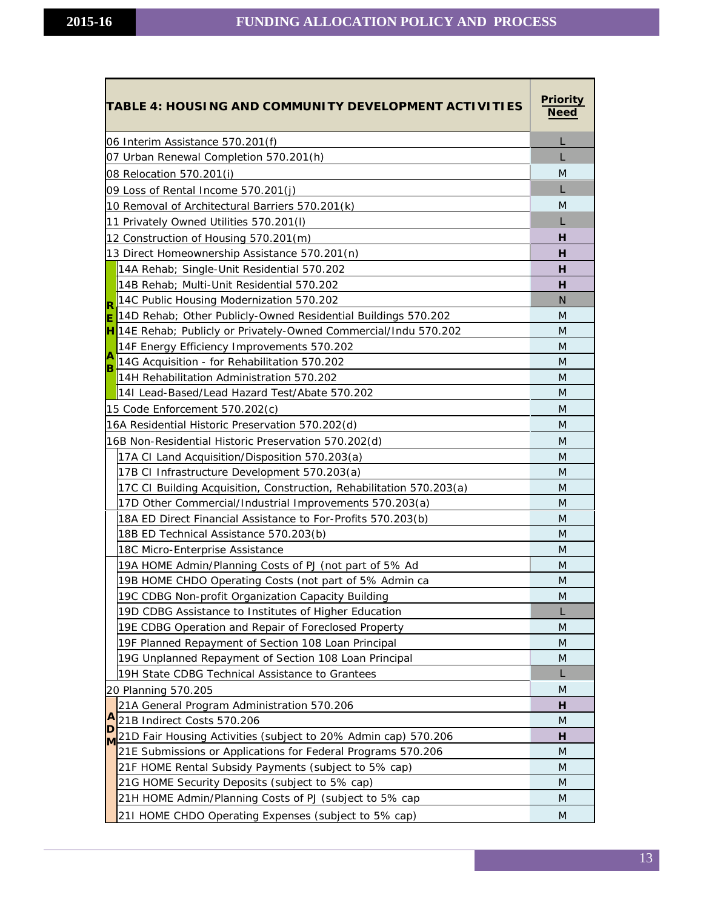| TABLE 4: HOUSING AND COMMUNITY DEVELOPMENT ACTIVITIES | | Priority Need |
|---|---|---|
| 06 Interim Assistance 570.201(f) | | L |
| 07 Urban Renewal Completion 570.201(h) | | L |
| 08 Relocation 570.201(i) | | M |
| 09 Loss of Rental Income 570.201(j) | | L |
| 10 Removal of Architectural Barriers 570.201(k) | | M |
| 11 Privately Owned Utilities 570.201(l) | | L |
| 12 Construction of Housing 570.201(m) | | **H** |
| 13 Direct Homeownership Assistance 570.201(n) | | **H** |
| REHAB | 14A Rehab; Single-Unit Residential 570.202 | **H** |
| | 14B Rehab; Multi-Unit Residential 570.202 | **H** |
| | 14C Public Housing Modernization 570.202 | N |
| | 14D Rehab; Other Publicly-Owned Residential Buildings 570.202 | M |
| | 14E Rehab; Publicly or Privately-Owned Commercial/Indu 570.202 | M |
| | 14F Energy Efficiency Improvements 570.202 | M |
| | 14G Acquisition - for Rehabilitation 570.202 | M |
| | 14H Rehabilitation Administration 570.202 | M |
| | 14I Lead-Based/Lead Hazard Test/Abate 570.202 | M |
| 15 Code Enforcement 570.202(c) | | M |
| 16A Residential Historic Preservation 570.202(d) | | M |
| 16B Non-Residential Historic Preservation 570.202(d) | | M |
| | 17A CI Land Acquisition/Disposition 570.203(a) | M |
| | 17B CI Infrastructure Development 570.203(a) | M |
| | 17C CI Building Acquisition, Construction, Rehabilitation 570.203(a) | M |
| | 17D Other Commercial/Industrial Improvements 570.203(a) | M |
| | 18A ED Direct Financial Assistance to For-Profits 570.203(b) | M |
| | 18B ED Technical Assistance 570.203(b) | M |
| | 18C Micro-Enterprise Assistance | M |
| | 19A HOME Admin/Planning Costs of PJ (not part of 5% Ad | M |
| | 19B HOME CHDO Operating Costs (not part of 5% Admin ca | M |
| | 19C CDBG Non-profit Organization Capacity Building | M |
| | 19D CDBG Assistance to Institutes of Higher Education | L |
| | 19E CDBG Operation and Repair of Foreclosed Property | M |
| | 19F Planned Repayment of Section 108 Loan Principal | M |
| | 19G Unplanned Repayment of Section 108 Loan Principal | M |
| | 19H State CDBG Technical Assistance to Grantees | L |
| 20 Planning 570.205 | | M |
| ADM | 21A General Program Administration 570.206 | **H** |
| | 21B Indirect Costs 570.206 | M |
| | 21D Fair Housing Activities (subject to 20% Admin cap) 570.206 | **H** |
| | 21E Submissions or Applications for Federal Programs 570.206 | M |
| | 21F HOME Rental Subsidy Payments (subject to 5% cap) | M |
| | 21G HOME Security Deposits (subject to 5% cap) | M |
| | 21H HOME Admin/Planning Costs of PJ (subject to 5% cap | M |
| | 21I HOME CHDO Operating Expenses (subject to 5% cap) | M |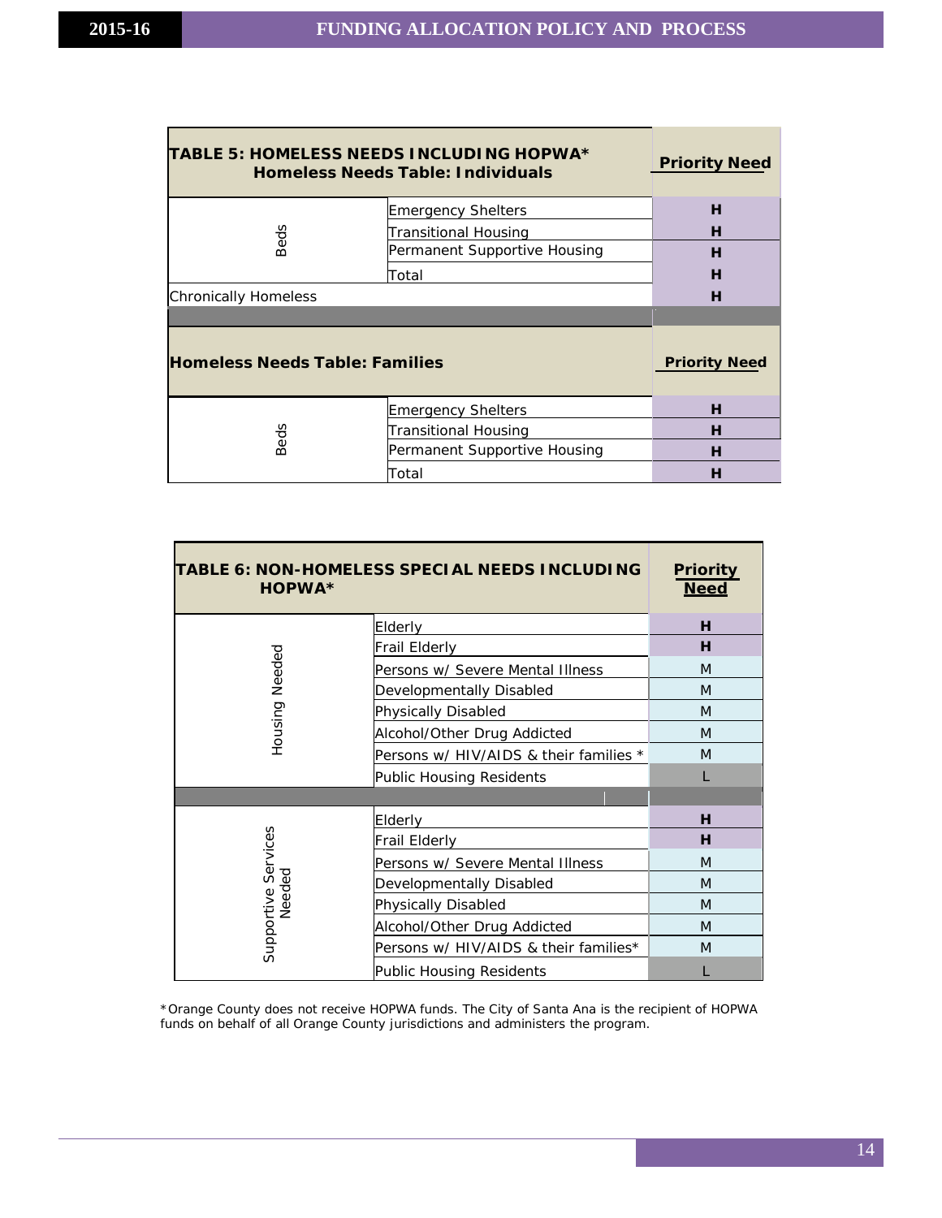| TABLE 5: HOMELESS NEEDS INCLUDING HOPWA* Homeless Needs Table: Individuals | | Priority Need |
|---|---|---|
| Beds | Emergency Shelters | H |
| | Transitional Housing | H |
| | Permanent Supportive Housing | H |
| | Total | H |
| Chronically Homeless | | H |
| | | |
| **Homeless Needs Table: Families** | | **Priority Need** |
| Beds | Emergency Shelters | H |
| | Transitional Housing | H |
| | Permanent Supportive Housing | H |
| | Total | H |

| TABLE 6: NON-HOMELESS SPECIAL NEEDS INCLUDING HOPWA* | | Priority Need |
|---|---|---|
| Housing Needed | Elderly | H |
| | Frail Elderly | H |
| | Persons w/ Severe Mental Illness | M |
| | Developmentally Disabled | M |
| | Physically Disabled | M |
| | Alcohol/Other Drug Addicted | M |
| | Persons w/ HIV/AIDS & their families * | M |
| | Public Housing Residents | L |
| | | |
| Supportive Services Needed | Elderly | H |
| | Frail Elderly | H |
| | Persons w/ Severe Mental Illness | M |
| | Developmentally Disabled | M |
| | Physically Disabled | M |
| | Alcohol/Other Drug Addicted | M |
| | Persons w/ HIV/AIDS & their families* | M |
| | Public Housing Residents | L |

*Orange County does not receive HOPWA funds. The City of Santa Ana is the recipient of HOPWA funds on behalf of all Orange County jurisdictions and administers the program.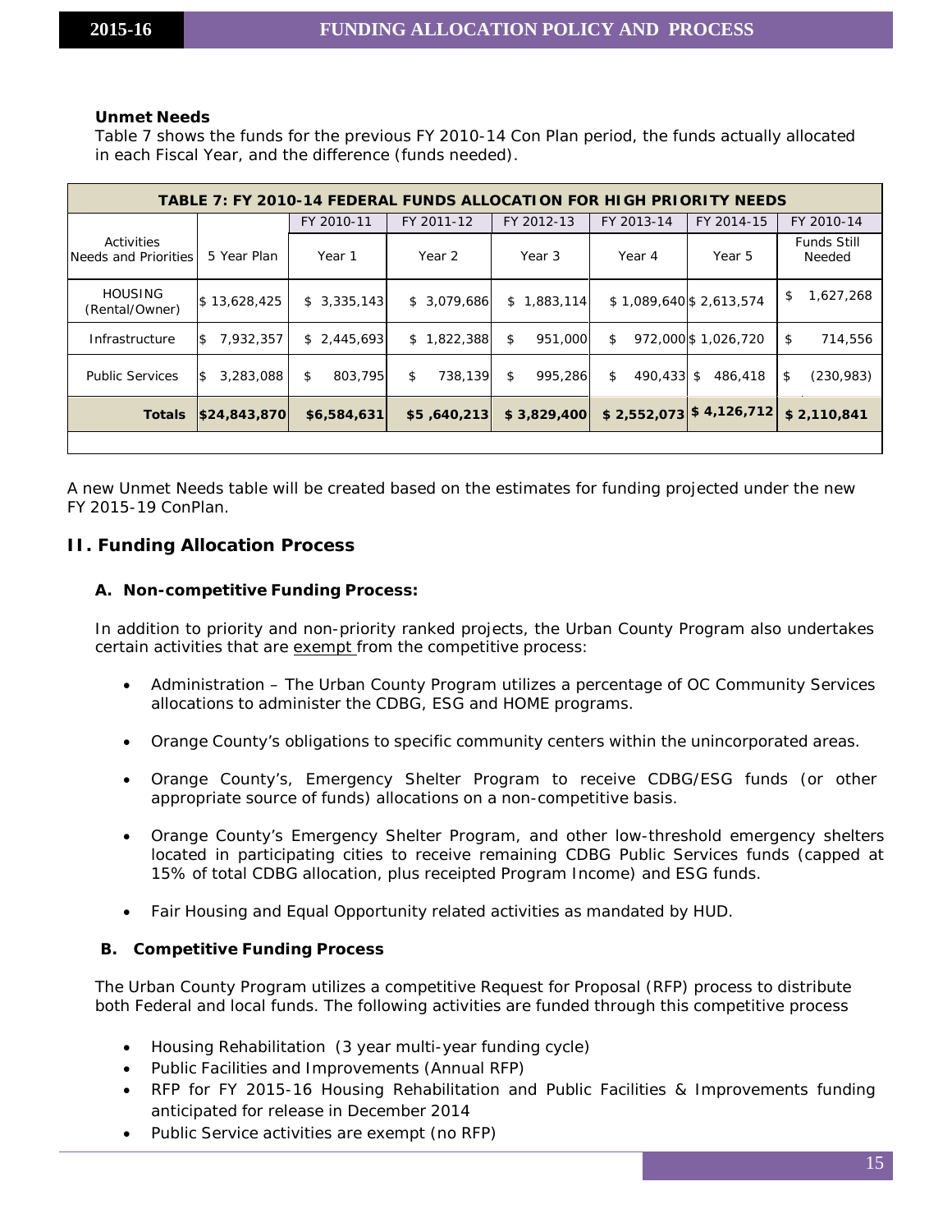**Unmet Needs**

Table 7 shows the funds for the previous FY 2010-14 Con Plan period, the funds actually allocated in each Fiscal Year, and the difference (funds needed).

| TABLE 7: FY 2010-14 FEDERAL FUNDS ALLOCATION FOR HIGH PRIORITY NEEDS | | | | | | | |
|---|---|---|---|---|---|---|---|
| | | FY 2010-11 | FY 2011-12 | FY 2012-13 | FY 2013-14 | FY 2014-15 | FY 2010-14 |
| Activities Needs and Priorities | 5 Year Plan | Year 1 | Year 2 | Year 3 | Year 4 | Year 5 | Funds Still Needed |
| HOUSING (Rental/Owner) | $ 13,628,425 | $ 3,335,143 | $ 3,079,686 | $ 1,883,114 | $ 1,089,640 | $ 2,613,574 | $ 1,627,268 |
| Infrastructure | $ 7,932,357 | $ 2,445,693 | $ 1,822,388 | $ 951,000 | $ 972,000 | $ 1,026,720 | $ 714,556 |
| Public Services | $ 3,283,088 | $ 803,795 | $ 738,139 | $ 995,286 | $ 490,433 | $ 486,418 | $ (230,983) |
| **Totals** | **$24,843,870** | **$6,584,631** | **$5 ,640,213** | **$ 3,829,400** | **$ 2,552,073** | **$ 4,126,712** | **$ 2,110,841** |

A new Unmet Needs table will be created based on the estimates for funding projected under the new FY 2015-19 ConPlan.

## II. Funding Allocation Process

### A. Non-competitive Funding Process:

In addition to priority and non-priority ranked projects, the Urban County Program also undertakes certain activities that are exempt from the competitive process:

- Administration – The Urban County Program utilizes a percentage of OC Community Services allocations to administer the CDBG, ESG and HOME programs.
- Orange County's obligations to specific community centers within the unincorporated areas.
- Orange County's, Emergency Shelter Program to receive CDBG/ESG funds (or other appropriate source of funds) allocations on a non-competitive basis.
- Orange County's Emergency Shelter Program, and other low-threshold emergency shelters located in participating cities to receive remaining CDBG Public Services funds (capped at 15% of total CDBG allocation, plus receipted Program Income) and ESG funds.
- Fair Housing and Equal Opportunity related activities as mandated by HUD.

### B. Competitive Funding Process

The Urban County Program utilizes a competitive Request for Proposal (RFP) process to distribute both Federal and local funds. The following activities are funded through this competitive process

- Housing Rehabilitation (3 year multi-year funding cycle)
- Public Facilities and Improvements (Annual RFP)
- RFP for FY 2015-16 Housing Rehabilitation and Public Facilities & Improvements funding anticipated for release in December 2014
- Public Service activities are exempt (no RFP)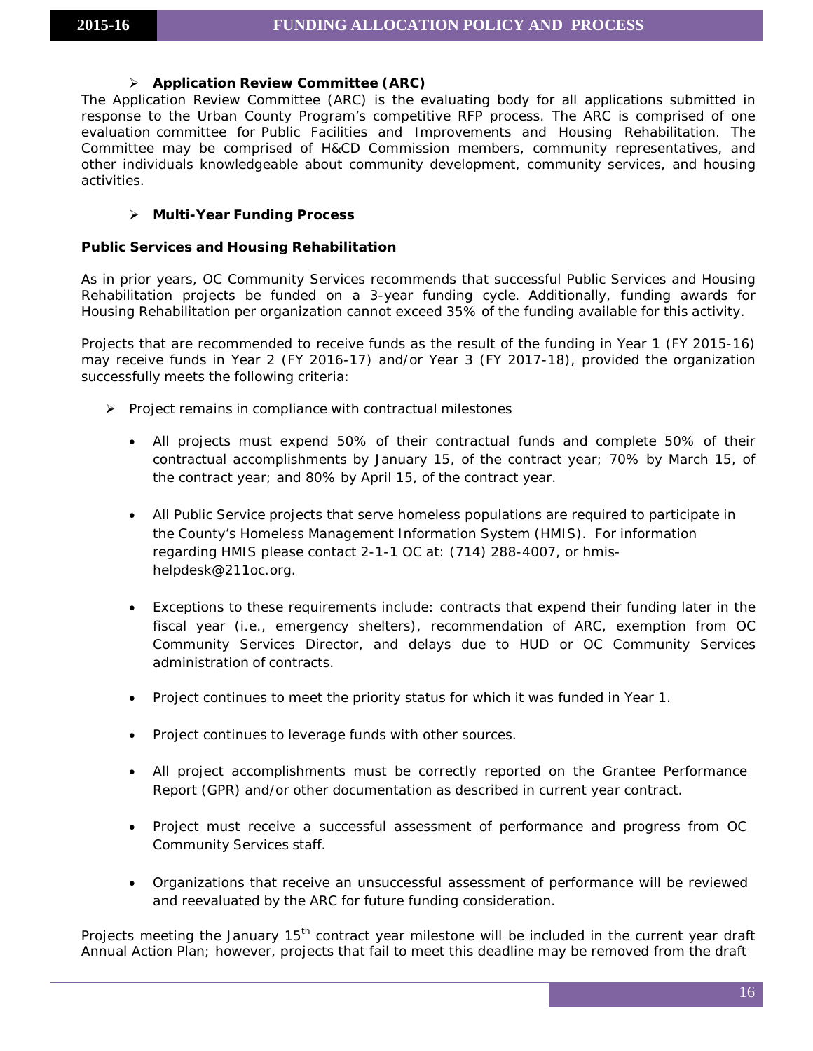- **Application Review Committee (ARC)**

The Application Review Committee (ARC) is the evaluating body for all applications submitted in response to the Urban County Program's competitive RFP process. The ARC is comprised of one evaluation committee for Public Facilities and Improvements and Housing Rehabilitation. The Committee may be comprised of H&CD Commission members, community representatives, and other individuals knowledgeable about community development, community services, and housing activities.

- **Multi-Year Funding Process**

**Public Services and Housing Rehabilitation**

As in prior years, OC Community Services recommends that successful Public Services and Housing Rehabilitation projects be funded on a 3-year funding cycle. Additionally, funding awards for Housing Rehabilitation per organization cannot exceed 35% of the funding available for this activity.

Projects that are recommended to receive funds as the result of the funding in Year 1 (FY 2015-16) may receive funds in Year 2 (FY 2016-17) and/or Year 3 (FY 2017-18), provided the organization successfully meets the following criteria:

- Project remains in compliance with contractual milestones
  - All projects must expend 50% of their contractual funds and complete 50% of their contractual accomplishments by January 15, of the contract year; 70% by March 15, of the contract year; and 80% by April 15, of the contract year.
  - All Public Service projects that serve homeless populations are required to participate in the County's Homeless Management Information System (HMIS). For information regarding HMIS please contact 2-1-1 OC at: (714) 288-4007, or hmis-helpdesk@211oc.org.
  - Exceptions to these requirements include: contracts that expend their funding later in the fiscal year (i.e., emergency shelters), recommendation of ARC, exemption from OC Community Services Director, and delays due to HUD or OC Community Services administration of contracts.
  - Project continues to meet the priority status for which it was funded in Year 1.
  - Project continues to leverage funds with other sources.
  - All project accomplishments must be correctly reported on the Grantee Performance Report (GPR) and/or other documentation as described in current year contract.
  - Project must receive a successful assessment of performance and progress from OC Community Services staff.
  - Organizations that receive an unsuccessful assessment of performance will be reviewed and reevaluated by the ARC for future funding consideration.

Projects meeting the January 15th contract year milestone will be included in the current year draft Annual Action Plan; however, projects that fail to meet this deadline may be removed from the draft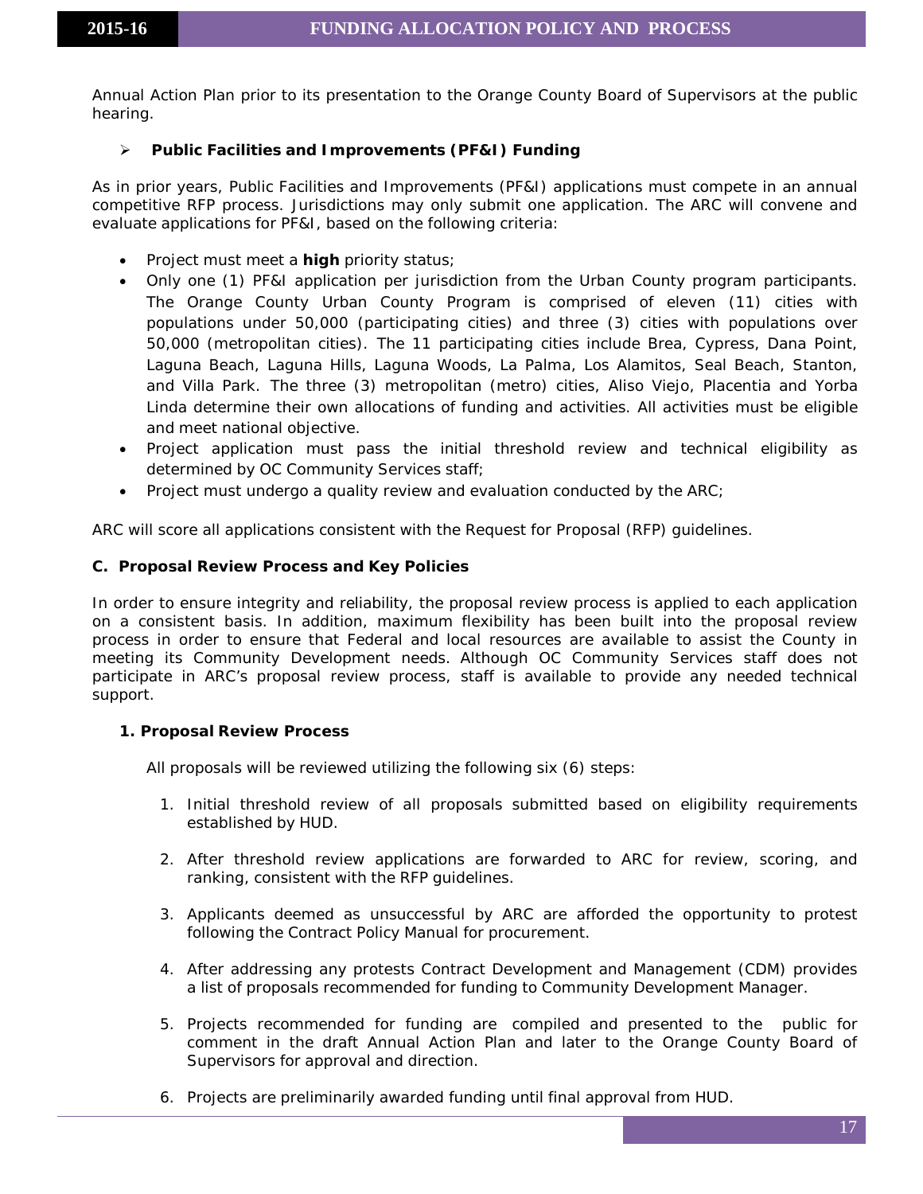Annual Action Plan prior to its presentation to the Orange County Board of Supervisors at the public hearing.

- **Public Facilities and Improvements (PF&I) Funding**

As in prior years, Public Facilities and Improvements (PF&I) applications must compete in an annual competitive RFP process. Jurisdictions may only submit one application. The ARC will convene and evaluate applications for PF&I, based on the following criteria:

- Project must meet a **high** priority status;
- Only one (1) PF&I application per jurisdiction from the Urban County program participants. The Orange County Urban County Program is comprised of eleven (11) cities with populations under 50,000 (participating cities) and three (3) cities with populations over 50,000 (metropolitan cities). The 11 participating cities include Brea, Cypress, Dana Point, Laguna Beach, Laguna Hills, Laguna Woods, La Palma, Los Alamitos, Seal Beach, Stanton, and Villa Park. The three (3) metropolitan (metro) cities, Aliso Viejo, Placentia and Yorba Linda determine their own allocations of funding and activities. All activities must be eligible and meet national objective.
- Project application must pass the initial threshold review and technical eligibility as determined by OC Community Services staff;
- Project must undergo a quality review and evaluation conducted by the ARC;

ARC will score all applications consistent with the Request for Proposal (RFP) guidelines.

### C. Proposal Review Process and Key Policies

In order to ensure integrity and reliability, the proposal review process is applied to each application on a consistent basis. In addition, maximum flexibility has been built into the proposal review process in order to ensure that Federal and local resources are available to assist the County in meeting its Community Development needs. Although OC Community Services staff does not participate in ARC's proposal review process, staff is available to provide any needed technical support.

#### 1. Proposal Review Process

All proposals will be reviewed utilizing the following six (6) steps:

1. Initial threshold review of all proposals submitted based on eligibility requirements established by HUD.
2. After threshold review applications are forwarded to ARC for review, scoring, and ranking, consistent with the RFP guidelines.
3. Applicants deemed as unsuccessful by ARC are afforded the opportunity to protest following the Contract Policy Manual for procurement.
4. After addressing any protests Contract Development and Management (CDM) provides a list of proposals recommended for funding to Community Development Manager.
5. Projects recommended for funding are compiled and presented to the public for comment in the draft Annual Action Plan and later to the Orange County Board of Supervisors for approval and direction.
6. Projects are preliminarily awarded funding until final approval from HUD.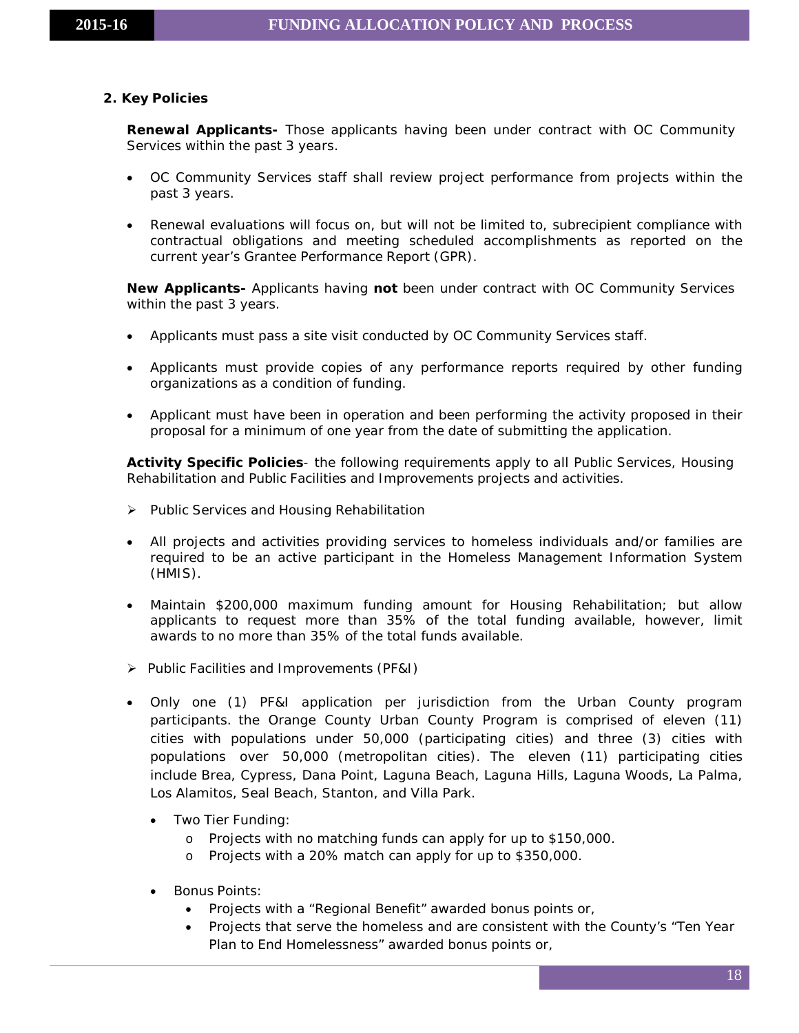## 2. Key Policies

**Renewal Applicants-** Those applicants having been under contract with OC Community Services within the past 3 years.

- OC Community Services staff shall review project performance from projects within the past 3 years.
- Renewal evaluations will focus on, but will not be limited to, subrecipient compliance with contractual obligations and meeting scheduled accomplishments as reported on the current year's Grantee Performance Report (GPR).

**New Applicants-** Applicants having **not** been under contract with OC Community Services within the past 3 years.

- Applicants must pass a site visit conducted by OC Community Services staff.
- Applicants must provide copies of any performance reports required by other funding organizations as a condition of funding.
- Applicant must have been in operation and been performing the activity proposed in their proposal for a minimum of one year from the date of submitting the application.

**Activity Specific Policies**- the following requirements apply to all Public Services, Housing Rehabilitation and Public Facilities and Improvements projects and activities.

- Public Services and Housing Rehabilitation

- All projects and activities providing services to homeless individuals and/or families are required to be an active participant in the Homeless Management Information System (HMIS).
- Maintain $200,000 maximum funding amount for Housing Rehabilitation; but allow applicants to request more than 35% of the total funding available, however, limit awards to no more than 35% of the total funds available.

- Public Facilities and Improvements (PF&I)

- Only one (1) PF&I application per jurisdiction from the Urban County program participants. the Orange County Urban County Program is comprised of eleven (11) cities with populations under 50,000 (participating cities) and three (3) cities with populations over 50,000 (metropolitan cities). The eleven (11) participating cities include Brea, Cypress, Dana Point, Laguna Beach, Laguna Hills, Laguna Woods, La Palma, Los Alamitos, Seal Beach, Stanton, and Villa Park.
  - Two Tier Funding:
    - Projects with no matching funds can apply for up to $150,000.
    - Projects with a 20% match can apply for up to $350,000.
  - Bonus Points:
    - Projects with a "Regional Benefit" awarded bonus points or,
    - Projects that serve the homeless and are consistent with the County's "Ten Year Plan to End Homelessness" awarded bonus points or,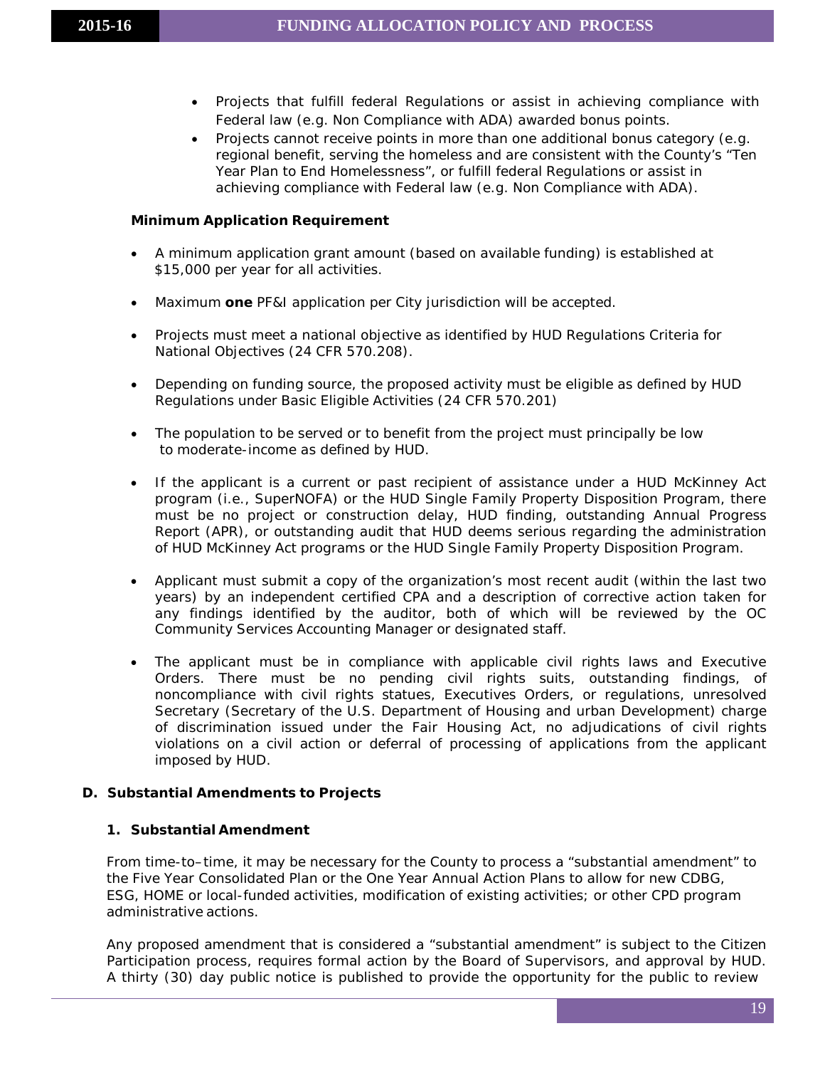- Projects that fulfill federal Regulations or assist in achieving compliance with Federal law (e.g. Non Compliance with ADA) awarded bonus points.
- Projects cannot receive points in more than one additional bonus category (e.g. regional benefit, serving the homeless and are consistent with the County's "Ten Year Plan to End Homelessness", or fulfill federal Regulations or assist in achieving compliance with Federal law (e.g. Non Compliance with ADA).

**Minimum Application Requirement**

- A minimum application grant amount (based on available funding) is established at $15,000 per year for all activities.
- Maximum **one** PF&I application per City jurisdiction will be accepted.
- Projects must meet a national objective as identified by HUD Regulations Criteria for National Objectives (24 CFR 570.208).
- Depending on funding source, the proposed activity must be eligible as defined by HUD Regulations under Basic Eligible Activities (24 CFR 570.201)
- The population to be served or to benefit from the project must principally be low to moderate-income as defined by HUD.
- If the applicant is a current or past recipient of assistance under a HUD McKinney Act program (i.e., SuperNOFA) or the HUD Single Family Property Disposition Program, there must be no project or construction delay, HUD finding, outstanding Annual Progress Report (APR), or outstanding audit that HUD deems serious regarding the administration of HUD McKinney Act programs or the HUD Single Family Property Disposition Program.
- Applicant must submit a copy of the organization's most recent audit (within the last two years) by an independent certified CPA and a description of corrective action taken for any findings identified by the auditor, both of which will be reviewed by the OC Community Services Accounting Manager or designated staff.
- The applicant must be in compliance with applicable civil rights laws and Executive Orders. There must be no pending civil rights suits, outstanding findings, of noncompliance with civil rights statues, Executives Orders, or regulations, unresolved Secretary (Secretary of the U.S. Department of Housing and urban Development) charge of discrimination issued under the Fair Housing Act, no adjudications of civil rights violations on a civil action or deferral of processing of applications from the applicant imposed by HUD.

## D. Substantial Amendments to Projects

### 1. Substantial Amendment

From time-to–time, it may be necessary for the County to process a "substantial amendment" to the Five Year Consolidated Plan or the One Year Annual Action Plans to allow for new CDBG, ESG, HOME or local-funded activities, modification of existing activities; or other CPD program administrative actions.

Any proposed amendment that is considered a "substantial amendment" is subject to the Citizen Participation process, requires formal action by the Board of Supervisors, and approval by HUD. A thirty (30) day public notice is published to provide the opportunity for the public to review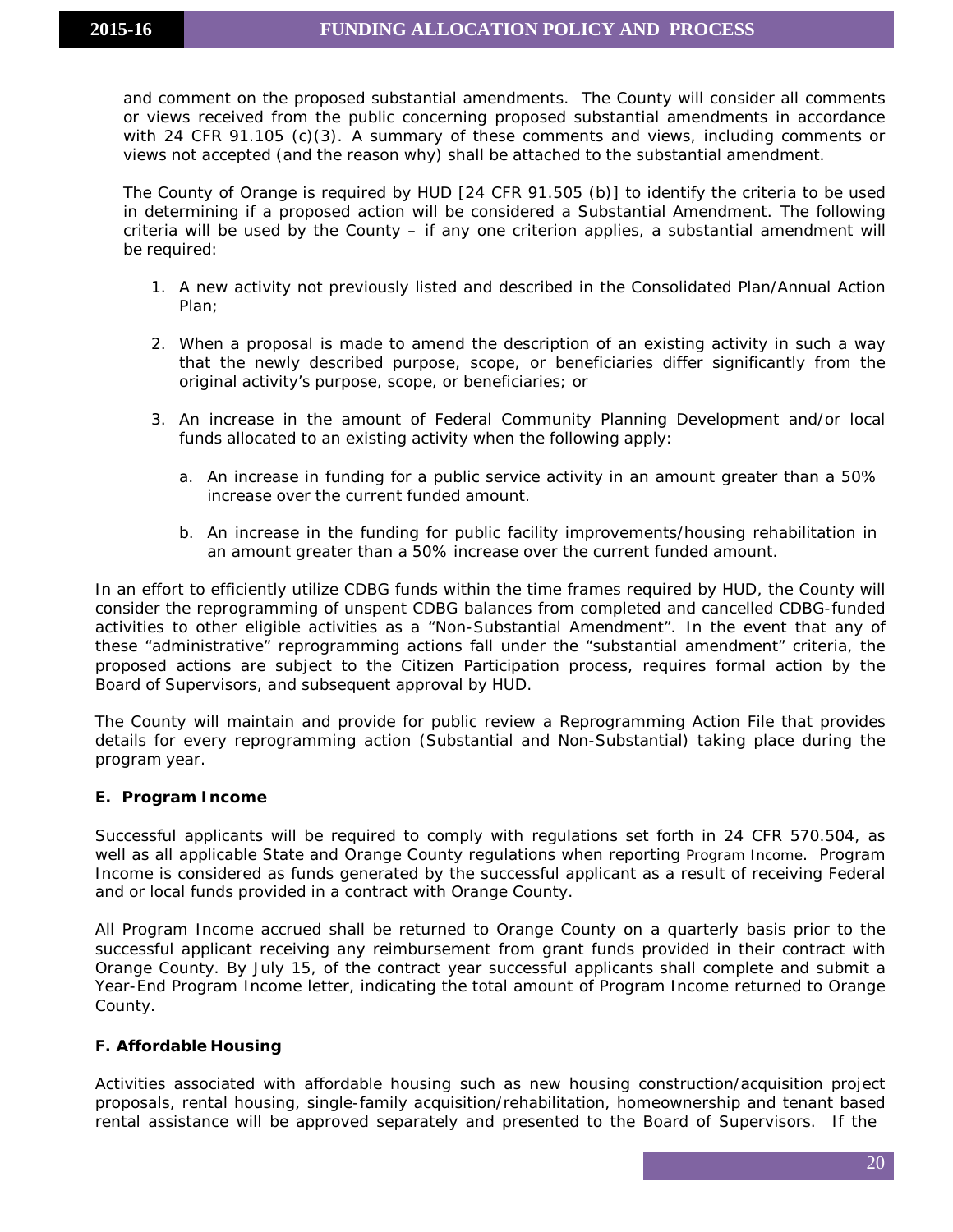and comment on the proposed substantial amendments. The County will consider all comments or views received from the public concerning proposed substantial amendments in accordance with 24 CFR 91.105 (c)(3). A summary of these comments and views, including comments or views not accepted (and the reason why) shall be attached to the substantial amendment.

The County of Orange is required by HUD [24 CFR 91.505 (b)] to identify the criteria to be used in determining if a proposed action will be considered a Substantial Amendment. The following criteria will be used by the County – if any one criterion applies, a substantial amendment will be required:

1. A new activity not previously listed and described in the Consolidated Plan/Annual Action Plan;

2. When a proposal is made to amend the description of an existing activity in such a way that the newly described purpose, scope, or beneficiaries differ significantly from the original activity's purpose, scope, or beneficiaries; or

3. An increase in the amount of Federal Community Planning Development and/or local funds allocated to an existing activity when the following apply:

   a. An increase in funding for a public service activity in an amount greater than a 50% increase over the current funded amount.

   b. An increase in the funding for public facility improvements/housing rehabilitation in an amount greater than a 50% increase over the current funded amount.

In an effort to efficiently utilize CDBG funds within the time frames required by HUD, the County will consider the reprogramming of unspent CDBG balances from completed and cancelled CDBG-funded activities to other eligible activities as a "Non-Substantial Amendment". In the event that any of these "administrative" reprogramming actions fall under the "substantial amendment" criteria, the proposed actions are subject to the Citizen Participation process, requires formal action by the Board of Supervisors, and subsequent approval by HUD.

The County will maintain and provide for public review a Reprogramming Action File that provides details for every reprogramming action (Substantial and Non-Substantial) taking place during the program year.

**E. Program Income**

Successful applicants will be required to comply with regulations set forth in 24 CFR 570.504, as well as all applicable State and Orange County regulations when reporting Program Income. Program Income is considered as funds generated by the successful applicant as a result of receiving Federal and or local funds provided in a contract with Orange County.

All Program Income accrued shall be returned to Orange County on a quarterly basis prior to the successful applicant receiving any reimbursement from grant funds provided in their contract with Orange County. By July 15, of the contract year successful applicants shall complete and submit a Year-End Program Income letter, indicating the total amount of Program Income returned to Orange County.

**F. Affordable Housing**

Activities associated with affordable housing such as new housing construction/acquisition project proposals, rental housing, single-family acquisition/rehabilitation, homeownership and tenant based rental assistance will be approved separately and presented to the Board of Supervisors. If the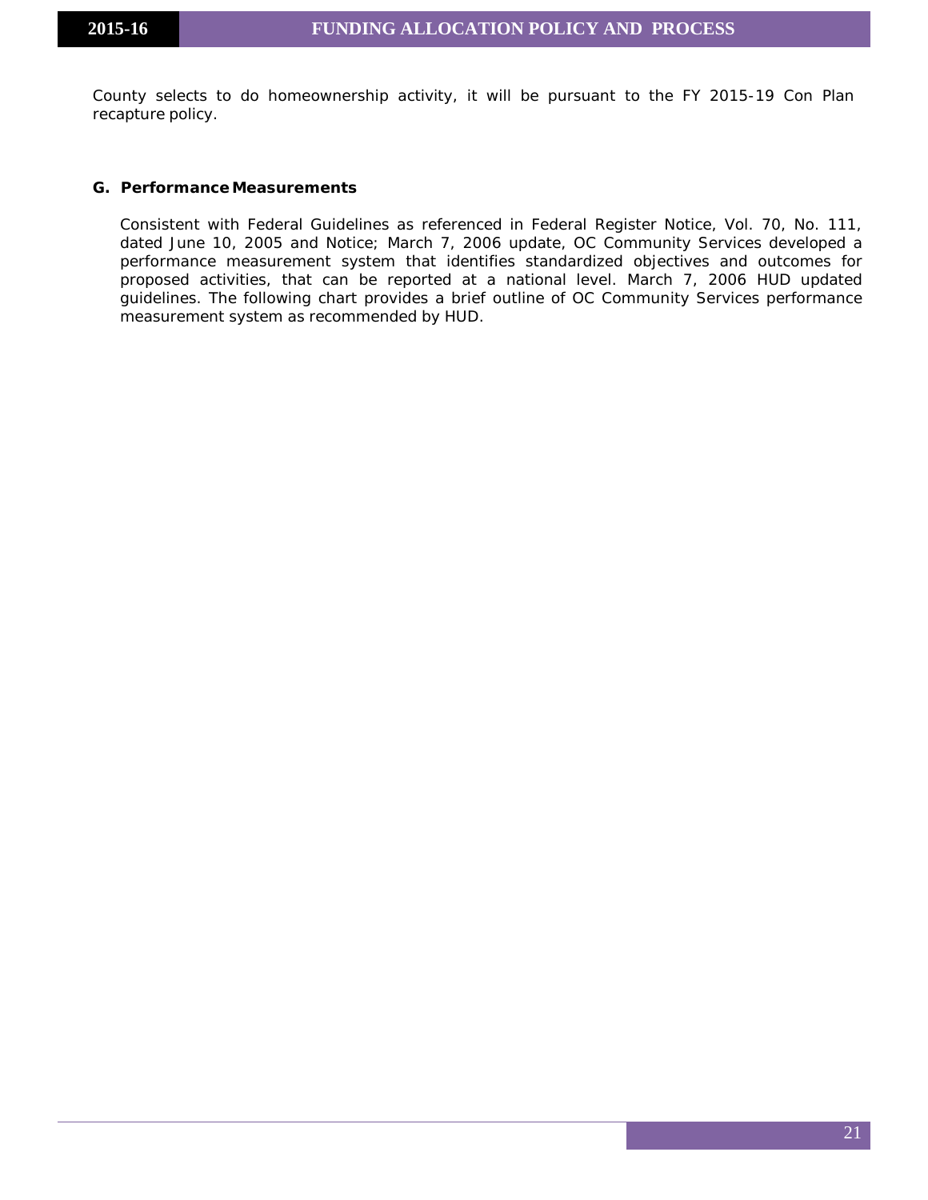County selects to do homeownership activity, it will be pursuant to the FY 2015-19 Con Plan recapture policy.

**G. Performance Measurements**

Consistent with Federal Guidelines as referenced in Federal Register Notice, Vol. 70, No. 111, dated June 10, 2005 and Notice; March 7, 2006 update, OC Community Services developed a performance measurement system that identifies standardized objectives and outcomes for proposed activities, that can be reported at a national level. March 7, 2006 HUD updated guidelines. The following chart provides a brief outline of OC Community Services performance measurement system as recommended by HUD.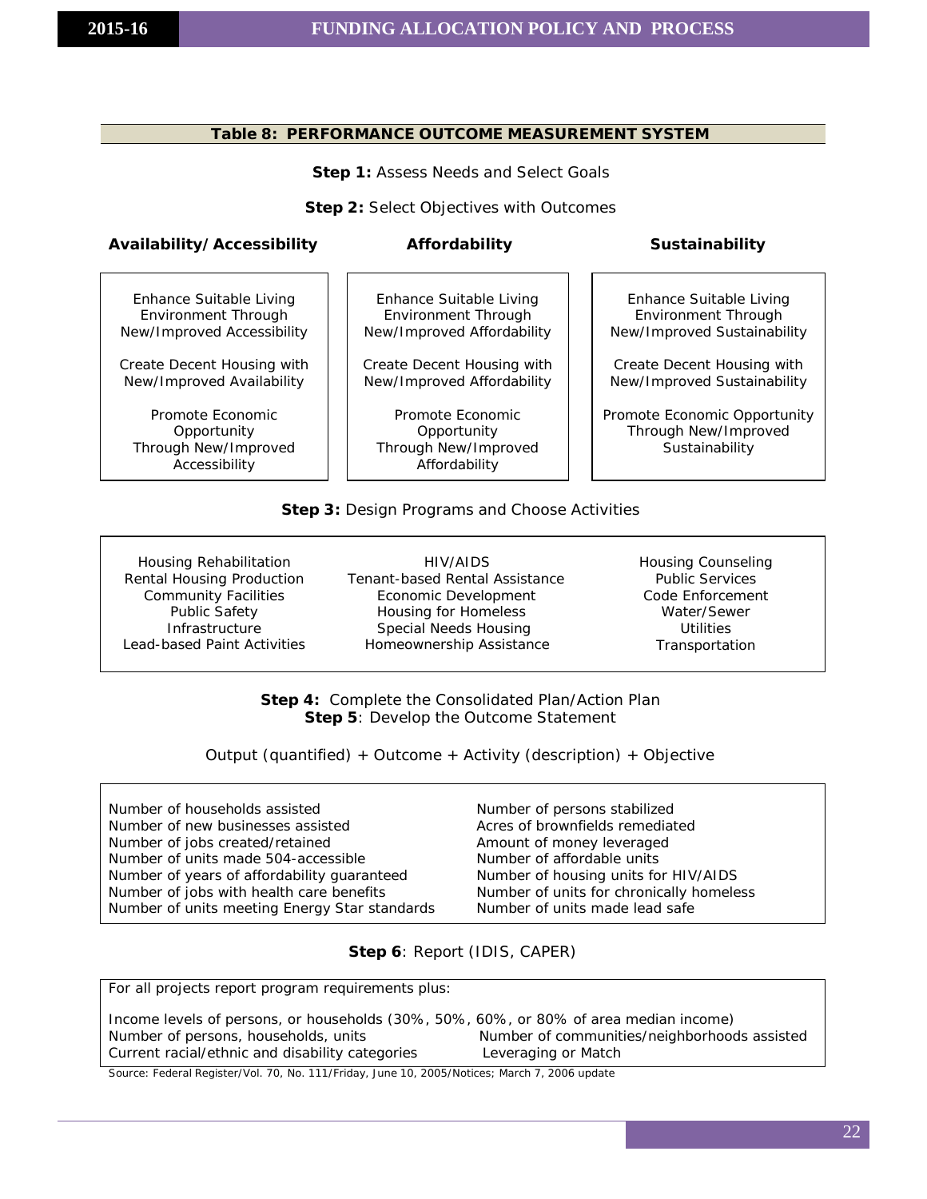## Table 8: PERFORMANCE OUTCOME MEASUREMENT SYSTEM

**Step 1:** Assess Needs and Select Goals

**Step 2:** Select Objectives with Outcomes

| Availability/Accessibility | Affordability | Sustainability |
|---|---|---|
| Enhance Suitable Living Environment Through New/Improved Accessibility | Enhance Suitable Living Environment Through New/Improved Affordability | Enhance Suitable Living Environment Through New/Improved Sustainability |
| Create Decent Housing with New/Improved Availability | Create Decent Housing with New/Improved Affordability | Create Decent Housing with New/Improved Sustainability |
| Promote Economic Opportunity Through New/Improved Accessibility | Promote Economic Opportunity Through New/Improved Affordability | Promote Economic Opportunity Through New/Improved Sustainability |

**Step 3:** Design Programs and Choose Activities

| | | |
|---|---|---|
| Housing Rehabilitation | HIV/AIDS | Housing Counseling |
| Rental Housing Production | Tenant-based Rental Assistance | Public Services |
| Community Facilities | Economic Development | Code Enforcement |
| Public Safety | Housing for Homeless | Water/Sewer |
| Infrastructure | Special Needs Housing | Utilities |
| Lead-based Paint Activities | Homeownership Assistance | Transportation |

**Step 4:** Complete the Consolidated Plan/Action Plan
**Step 5**: Develop the Outcome Statement

Output (quantified) + Outcome + Activity (description) + Objective

| | |
|---|---|
| Number of households assisted | Number of persons stabilized |
| Number of new businesses assisted | Acres of brownfields remediated |
| Number of jobs created/retained | Amount of money leveraged |
| Number of units made 504-accessible | Number of affordable units |
| Number of years of affordability guaranteed | Number of housing units for HIV/AIDS |
| Number of jobs with health care benefits | Number of units for chronically homeless |
| Number of units meeting Energy Star standards | Number of units made lead safe |

**Step 6**: Report (IDIS, CAPER)

For all projects report program requirements plus:

Income levels of persons, or households (30%, 50%, 60%, or 80% of area median income)
Number of persons, households, units
Number of communities/neighborhoods assisted
Current racial/ethnic and disability categories
Leveraging or Match

Source: Federal Register/Vol. 70, No. 111/Friday, June 10, 2005/Notices; March 7, 2006 update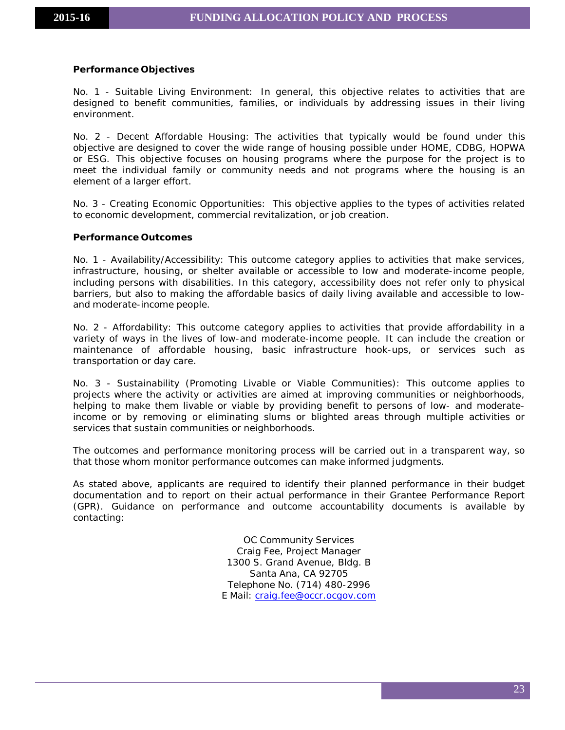**Performance Objectives**

No. 1 - Suitable Living Environment: In general, this objective relates to activities that are designed to benefit communities, families, or individuals by addressing issues in their living environment.

No. 2 - Decent Affordable Housing: The activities that typically would be found under this objective are designed to cover the wide range of housing possible under HOME, CDBG, HOPWA or ESG. This objective focuses on housing programs where the purpose for the project is to meet the individual family or community needs and not programs where the housing is an element of a larger effort.

No. 3 - Creating Economic Opportunities: This objective applies to the types of activities related to economic development, commercial revitalization, or job creation.

**Performance Outcomes**

No. 1 - Availability/Accessibility: This outcome category applies to activities that make services, infrastructure, housing, or shelter available or accessible to low and moderate-income people, including persons with disabilities. In this category, accessibility does not refer only to physical barriers, but also to making the affordable basics of daily living available and accessible to low-and moderate-income people.

No. 2 - Affordability: This outcome category applies to activities that provide affordability in a variety of ways in the lives of low-and moderate-income people. It can include the creation or maintenance of affordable housing, basic infrastructure hook-ups, or services such as transportation or day care.

No. 3 - Sustainability (Promoting Livable or Viable Communities): This outcome applies to projects where the activity or activities are aimed at improving communities or neighborhoods, helping to make them livable or viable by providing benefit to persons of low- and moderate-income or by removing or eliminating slums or blighted areas through multiple activities or services that sustain communities or neighborhoods.

The outcomes and performance monitoring process will be carried out in a transparent way, so that those whom monitor performance outcomes can make informed judgments.

As stated above, applicants are required to identify their planned performance in their budget documentation and to report on their actual performance in their Grantee Performance Report (GPR). Guidance on performance and outcome accountability documents is available by contacting:

OC Community Services
Craig Fee, Project Manager
1300 S. Grand Avenue, Bldg. B
Santa Ana, CA 92705
Telephone No. (714) 480-2996
E Mail: craig.fee@occr.ocgov.com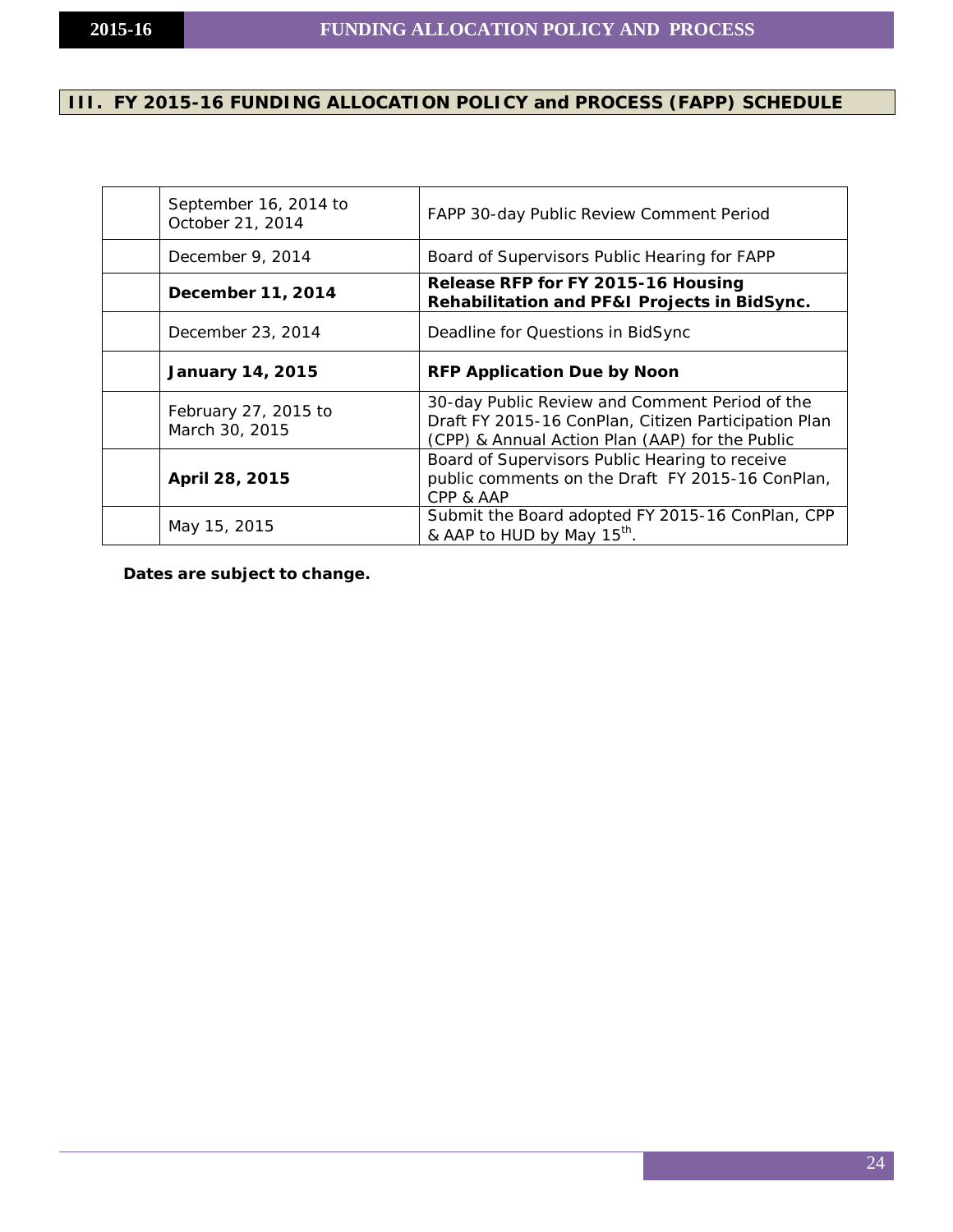## III. FY 2015-16 FUNDING ALLOCATION POLICY and PROCESS (FAPP) SCHEDULE

| | | |
|---|---|---|
| | September 16, 2014 to October 21, 2014 | FAPP 30-day Public Review Comment Period |
| | December 9, 2014 | Board of Supervisors Public Hearing for FAPP |
| | **December 11, 2014** | **Release RFP for FY 2015-16 Housing Rehabilitation and PF&I Projects in BidSync.** |
| | December 23, 2014 | Deadline for Questions in BidSync |
| | **January 14, 2015** | **RFP Application Due by Noon** |
| | February 27, 2015 to March 30, 2015 | 30-day Public Review and Comment Period of the Draft FY 2015-16 ConPlan, Citizen Participation Plan (CPP) & Annual Action Plan (AAP) for the Public |
| | **April 28, 2015** | Board of Supervisors Public Hearing to receive public comments on the Draft FY 2015-16 ConPlan, CPP & AAP |
| | May 15, 2015 | Submit the Board adopted FY 2015-16 ConPlan, CPP & AAP to HUD by May 15th. |

**Dates are subject to change.**